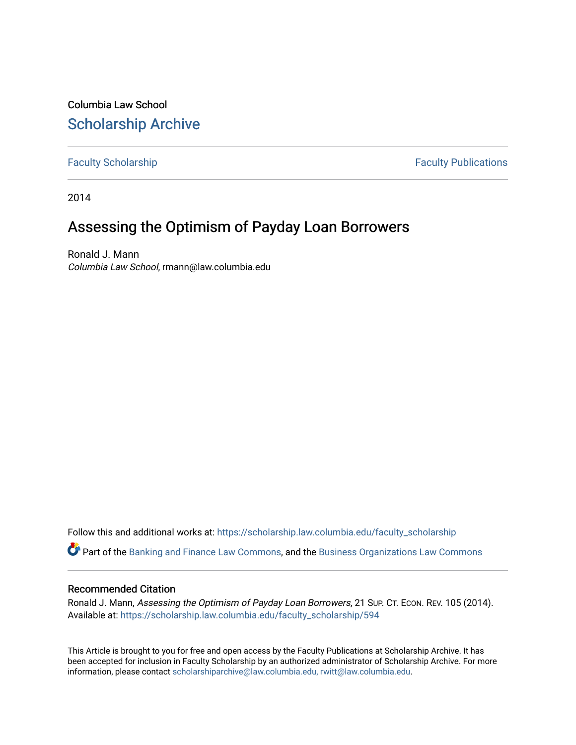Columbia Law School

# Scholarship Archive

Faculty Scholarship | Faculty Publications

2014

## Assessing the Optimism of Payday Loan Borrowers

Ronald J. Mann
*Columbia Law School*, rmann@law.columbia.edu

Follow this and additional works at: https://scholarship.law.columbia.edu/faculty_scholarship

Part of the Banking and Finance Law Commons, and the Business Organizations Law Commons

### Recommended Citation

Ronald J. Mann, *Assessing the Optimism of Payday Loan Borrowers*, 21 Sup. Ct. Econ. Rev. 105 (2014).
Available at: https://scholarship.law.columbia.edu/faculty_scholarship/594

This Article is brought to you for free and open access by the Faculty Publications at Scholarship Archive. It has been accepted for inclusion in Faculty Scholarship by an authorized administrator of Scholarship Archive. For more information, please contact scholarshiparchive@law.columbia.edu, rwitt@law.columbia.edu.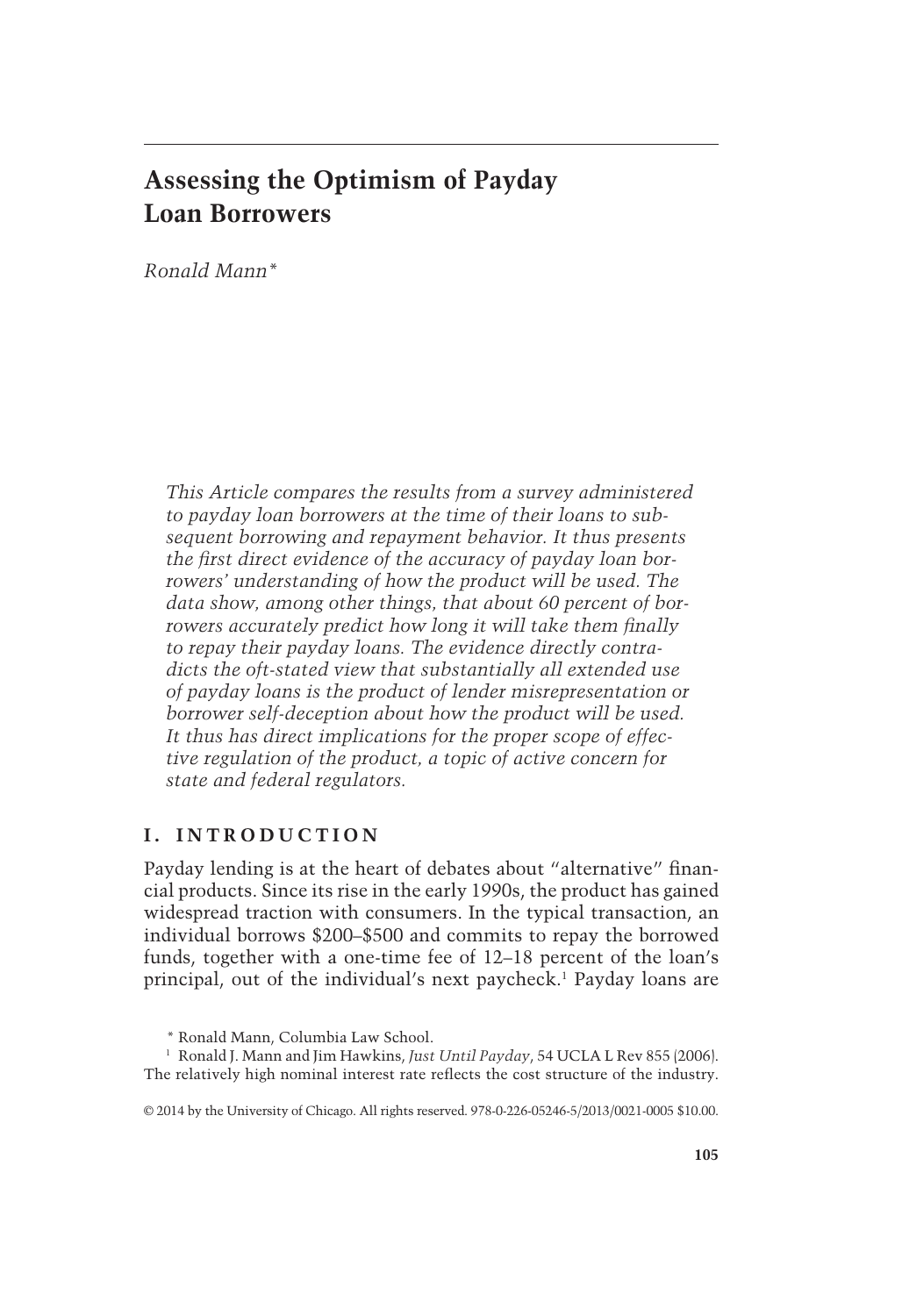# Assessing the Optimism of Payday Loan Borrowers

*Ronald Mann**

*This Article compares the results from a survey administered to payday loan borrowers at the time of their loans to subsequent borrowing and repayment behavior. It thus presents the first direct evidence of the accuracy of payday loan borrowers' understanding of how the product will be used. The data show, among other things, that about 60 percent of borrowers accurately predict how long it will take them finally to repay their payday loans. The evidence directly contradicts the oft-stated view that substantially all extended use of payday loans is the product of lender misrepresentation or borrower self-deception about how the product will be used. It thus has direct implications for the proper scope of effective regulation of the product, a topic of active concern for state and federal regulators.*

## I. INTRODUCTION

Payday lending is at the heart of debates about "alternative" financial products. Since its rise in the early 1990s, the product has gained widespread traction with consumers. In the typical transaction, an individual borrows $200–$500 and commits to repay the borrowed funds, together with a one-time fee of 12–18 percent of the loan's principal, out of the individual's next paycheck.[1] Payday loans are

\* Ronald Mann, Columbia Law School.

[1] Ronald J. Mann and Jim Hawkins, *Just Until Payday*, 54 UCLA L Rev 855 (2006). The relatively high nominal interest rate reflects the cost structure of the industry.

© 2014 by the University of Chicago. All rights reserved. 978-0-226-05246-5/2013/0021-0005 $10.00.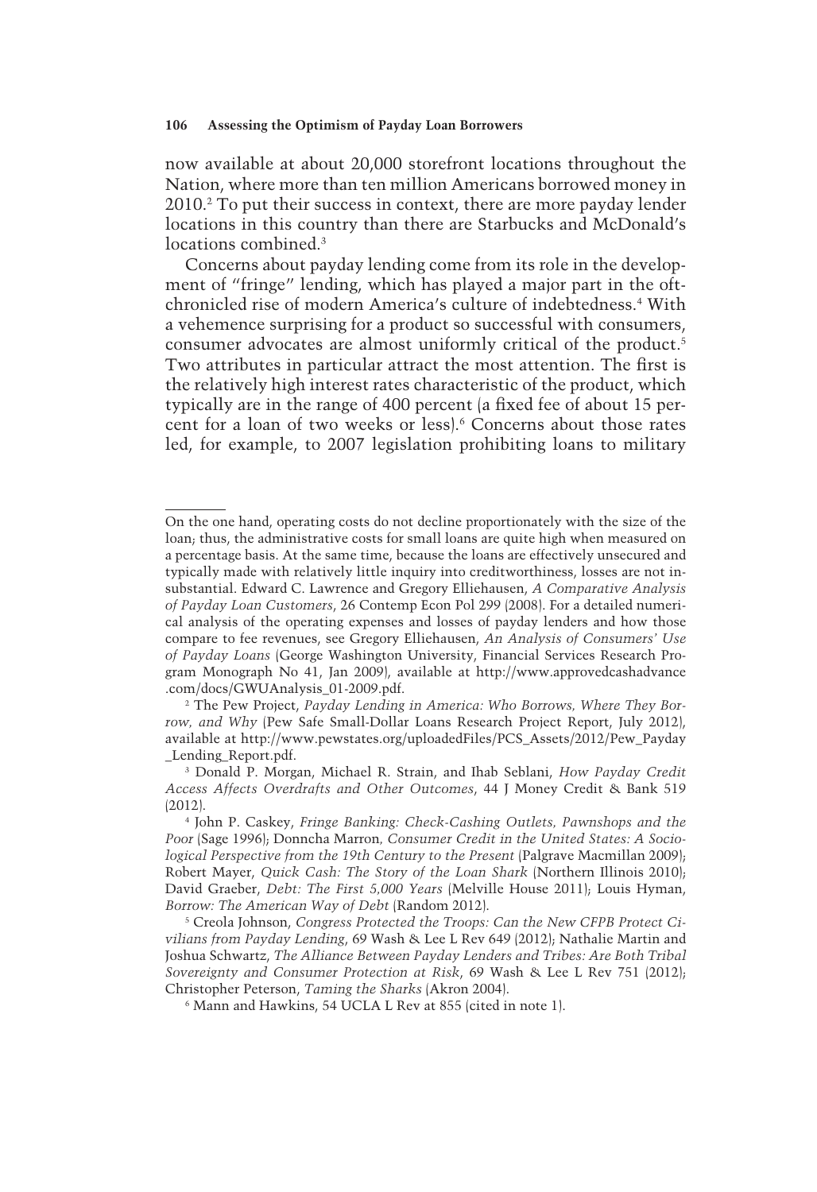now available at about 20,000 storefront locations throughout the Nation, where more than ten million Americans borrowed money in 2010.[2] To put their success in context, there are more payday lender locations in this country than there are Starbucks and McDonald's locations combined.[3]

Concerns about payday lending come from its role in the development of "fringe" lending, which has played a major part in the oft-chronicled rise of modern America's culture of indebtedness.[4] With a vehemence surprising for a product so successful with consumers, consumer advocates are almost uniformly critical of the product.[5] Two attributes in particular attract the most attention. The first is the relatively high interest rates characteristic of the product, which typically are in the range of 400 percent (a fixed fee of about 15 percent for a loan of two weeks or less).[6] Concerns about those rates led, for example, to 2007 legislation prohibiting loans to military

---

On the one hand, operating costs do not decline proportionately with the size of the loan; thus, the administrative costs for small loans are quite high when measured on a percentage basis. At the same time, because the loans are effectively unsecured and typically made with relatively little inquiry into creditworthiness, losses are not insubstantial. Edward C. Lawrence and Gregory Elliehausen, *A Comparative Analysis of Payday Loan Customers*, 26 Contemp Econ Pol 299 (2008). For a detailed numerical analysis of the operating expenses and losses of payday lenders and how those compare to fee revenues, see Gregory Elliehausen, *An Analysis of Consumers' Use of Payday Loans* (George Washington University, Financial Services Research Program Monograph No 41, Jan 2009), available at http://www.approvedcashadvance.com/docs/GWUAnalysis_01-2009.pdf.

[2] The Pew Project, *Payday Lending in America: Who Borrows, Where They Borrow, and Why* (Pew Safe Small-Dollar Loans Research Project Report, July 2012), available at http://www.pewstates.org/uploadedFiles/PCS_Assets/2012/Pew_Payday_Lending_Report.pdf.

[3] Donald P. Morgan, Michael R. Strain, and Ihab Seblani, *How Payday Credit Access Affects Overdrafts and Other Outcomes*, 44 J Money Credit & Bank 519 (2012).

[4] John P. Caskey, *Fringe Banking: Check-Cashing Outlets, Pawnshops and the Poor* (Sage 1996); Donncha Marron, *Consumer Credit in the United States: A Sociological Perspective from the 19th Century to the Present* (Palgrave Macmillan 2009); Robert Mayer, *Quick Cash: The Story of the Loan Shark* (Northern Illinois 2010); David Graeber, *Debt: The First 5,000 Years* (Melville House 2011); Louis Hyman, *Borrow: The American Way of Debt* (Random 2012).

[5] Creola Johnson, *Congress Protected the Troops: Can the New CFPB Protect Civilians from Payday Lending*, 69 Wash & Lee L Rev 649 (2012); Nathalie Martin and Joshua Schwartz, *The Alliance Between Payday Lenders and Tribes: Are Both Tribal Sovereignty and Consumer Protection at Risk*, 69 Wash & Lee L Rev 751 (2012); Christopher Peterson, *Taming the Sharks* (Akron 2004).

[6] Mann and Hawkins, 54 UCLA L Rev at 855 (cited in note 1).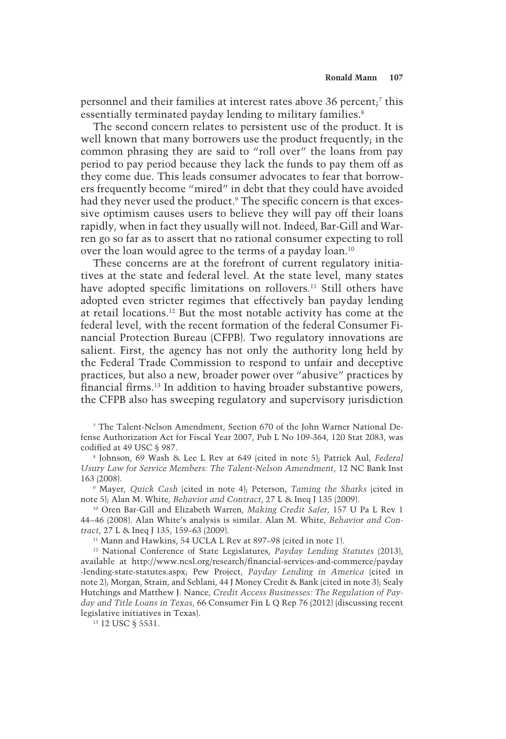personnel and their families at interest rates above 36 percent;[7] this essentially terminated payday lending to military families.[8]

The second concern relates to persistent use of the product. It is well known that many borrowers use the product frequently; in the common phrasing they are said to "roll over" the loans from pay period to pay period because they lack the funds to pay them off as they come due. This leads consumer advocates to fear that borrowers frequently become "mired" in debt that they could have avoided had they never used the product.[9] The specific concern is that excessive optimism causes users to believe they will pay off their loans rapidly, when in fact they usually will not. Indeed, Bar-Gill and Warren go so far as to assert that no rational consumer expecting to roll over the loan would agree to the terms of a payday loan.[10]

These concerns are at the forefront of current regulatory initiatives at the state and federal level. At the state level, many states have adopted specific limitations on rollovers.[11] Still others have adopted even stricter regimes that effectively ban payday lending at retail locations.[12] But the most notable activity has come at the federal level, with the recent formation of the federal Consumer Financial Protection Bureau (CFPB). Two regulatory innovations are salient. First, the agency has not only the authority long held by the Federal Trade Commission to respond to unfair and deceptive practices, but also a new, broader power over "abusive" practices by financial firms.[13] In addition to having broader substantive powers, the CFPB also has sweeping regulatory and supervisory jurisdiction

[7] The Talent-Nelson Amendment, Section 670 of the John Warner National Defense Authorization Act for Fiscal Year 2007, Pub L No 109-364, 120 Stat 2083, was codified at 49 USC § 987.

[8] Johnson, 69 Wash & Lee L Rev at 649 (cited in note 5); Patrick Aul, *Federal Usury Law for Service Members: The Talent-Nelson Amendment*, 12 NC Bank Inst 163 (2008).

[9] Mayer, *Quick Cash* (cited in note 4); Peterson, *Taming the Sharks* (cited in note 5); Alan M. White, *Behavior and Contract*, 27 L & Ineq J 135 (2009).

[10] Oren Bar-Gill and Elizabeth Warren, *Making Credit Safer*, 157 U Pa L Rev 1 44–46 (2008). Alan White's analysis is similar. Alan M. White, *Behavior and Contract*, 27 L & Ineq J 135, 159–63 (2009).

[11] Mann and Hawkins, 54 UCLA L Rev at 897–98 (cited in note 1).

[12] National Conference of State Legislatures, *Payday Lending Statutes* (2013), available at http://www.ncsl.org/research/financial-services-and-commerce/payday-lending-state-statutes.aspx; Pew Project, *Payday Lending in America* (cited in note 2); Morgan, Strain, and Seblani, 44 J Money Credit & Bank (cited in note 3); Sealy Hutchings and Matthew J. Nance, *Credit Access Businesses: The Regulation of Payday and Title Loans in Texas*, 66 Consumer Fin L Q Rep 76 (2012) (discussing recent legislative initiatives in Texas).

[13] 12 USC § 5531.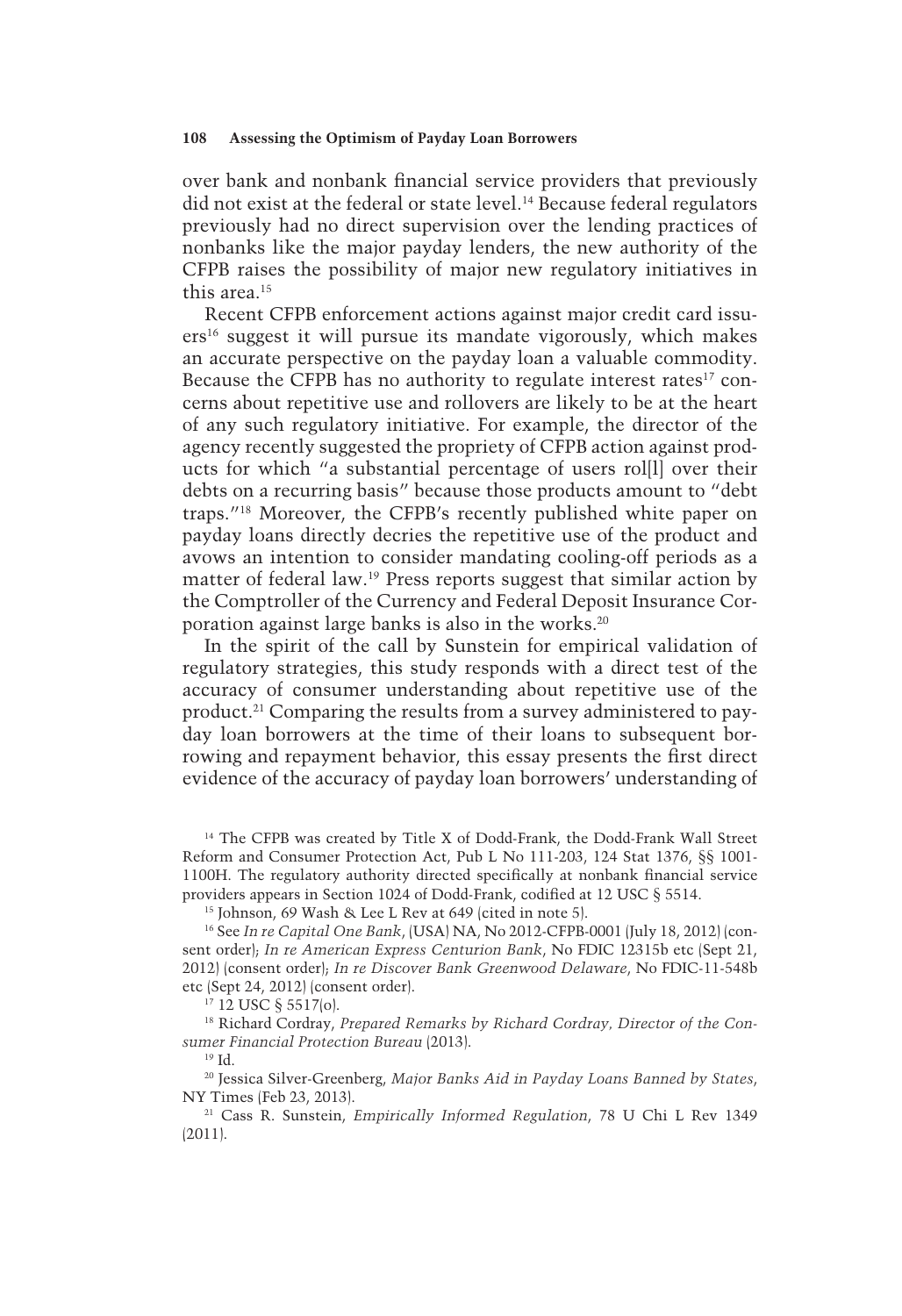over bank and nonbank financial service providers that previously did not exist at the federal or state level.[14] Because federal regulators previously had no direct supervision over the lending practices of nonbanks like the major payday lenders, the new authority of the CFPB raises the possibility of major new regulatory initiatives in this area.[15]

Recent CFPB enforcement actions against major credit card issuers[16] suggest it will pursue its mandate vigorously, which makes an accurate perspective on the payday loan a valuable commodity. Because the CFPB has no authority to regulate interest rates[17] concerns about repetitive use and rollovers are likely to be at the heart of any such regulatory initiative. For example, the director of the agency recently suggested the propriety of CFPB action against products for which "a substantial percentage of users rol[l] over their debts on a recurring basis" because those products amount to "debt traps."[18] Moreover, the CFPB's recently published white paper on payday loans directly decries the repetitive use of the product and avows an intention to consider mandating cooling-off periods as a matter of federal law.[19] Press reports suggest that similar action by the Comptroller of the Currency and Federal Deposit Insurance Corporation against large banks is also in the works.[20]

In the spirit of the call by Sunstein for empirical validation of regulatory strategies, this study responds with a direct test of the accuracy of consumer understanding about repetitive use of the product.[21] Comparing the results from a survey administered to payday loan borrowers at the time of their loans to subsequent borrowing and repayment behavior, this essay presents the first direct evidence of the accuracy of payday loan borrowers' understanding of

---

[14] The CFPB was created by Title X of Dodd-Frank, the Dodd-Frank Wall Street Reform and Consumer Protection Act, Pub L No 111-203, 124 Stat 1376, §§ 1001-1100H. The regulatory authority directed specifically at nonbank financial service providers appears in Section 1024 of Dodd-Frank, codified at 12 USC § 5514.

[15] Johnson, 69 Wash & Lee L Rev at 649 (cited in note 5).

[16] See *In re Capital One Bank*, (USA) NA, No 2012-CFPB-0001 (July 18, 2012) (consent order); *In re American Express Centurion Bank*, No FDIC 12315b etc (Sept 21, 2012) (consent order); *In re Discover Bank Greenwood Delaware*, No FDIC-11-548b etc (Sept 24, 2012) (consent order).

[17] 12 USC § 5517(o).

[18] Richard Cordray, *Prepared Remarks by Richard Cordray, Director of the Consumer Financial Protection Bureau* (2013).

[19] Id.

[20] Jessica Silver-Greenberg, *Major Banks Aid in Payday Loans Banned by States*, NY Times (Feb 23, 2013).

[21] Cass R. Sunstein, *Empirically Informed Regulation*, 78 U Chi L Rev 1349 (2011).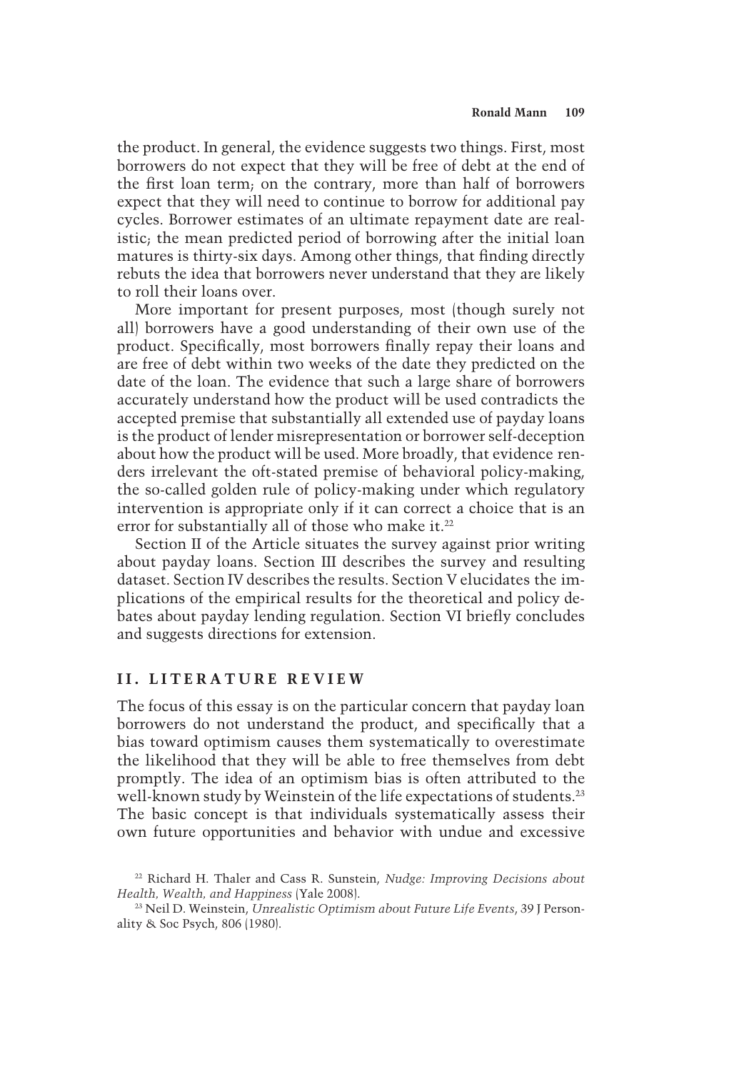the product. In general, the evidence suggests two things. First, most borrowers do not expect that they will be free of debt at the end of the first loan term; on the contrary, more than half of borrowers expect that they will need to continue to borrow for additional pay cycles. Borrower estimates of an ultimate repayment date are realistic; the mean predicted period of borrowing after the initial loan matures is thirty-six days. Among other things, that finding directly rebuts the idea that borrowers never understand that they are likely to roll their loans over.

More important for present purposes, most (though surely not all) borrowers have a good understanding of their own use of the product. Specifically, most borrowers finally repay their loans and are free of debt within two weeks of the date they predicted on the date of the loan. The evidence that such a large share of borrowers accurately understand how the product will be used contradicts the accepted premise that substantially all extended use of payday loans is the product of lender misrepresentation or borrower self-deception about how the product will be used. More broadly, that evidence renders irrelevant the oft-stated premise of behavioral policy-making, the so-called golden rule of policy-making under which regulatory intervention is appropriate only if it can correct a choice that is an error for substantially all of those who make it.[22]

Section II of the Article situates the survey against prior writing about payday loans. Section III describes the survey and resulting dataset. Section IV describes the results. Section V elucidates the implications of the empirical results for the theoretical and policy debates about payday lending regulation. Section VI briefly concludes and suggests directions for extension.

## II. LITERATURE REVIEW

The focus of this essay is on the particular concern that payday loan borrowers do not understand the product, and specifically that a bias toward optimism causes them systematically to overestimate the likelihood that they will be able to free themselves from debt promptly. The idea of an optimism bias is often attributed to the well-known study by Weinstein of the life expectations of students.[23] The basic concept is that individuals systematically assess their own future opportunities and behavior with undue and excessive

[22] Richard H. Thaler and Cass R. Sunstein, *Nudge: Improving Decisions about Health, Wealth, and Happiness* (Yale 2008).

[23] Neil D. Weinstein, *Unrealistic Optimism about Future Life Events*, 39 J Personality & Soc Psych, 806 (1980).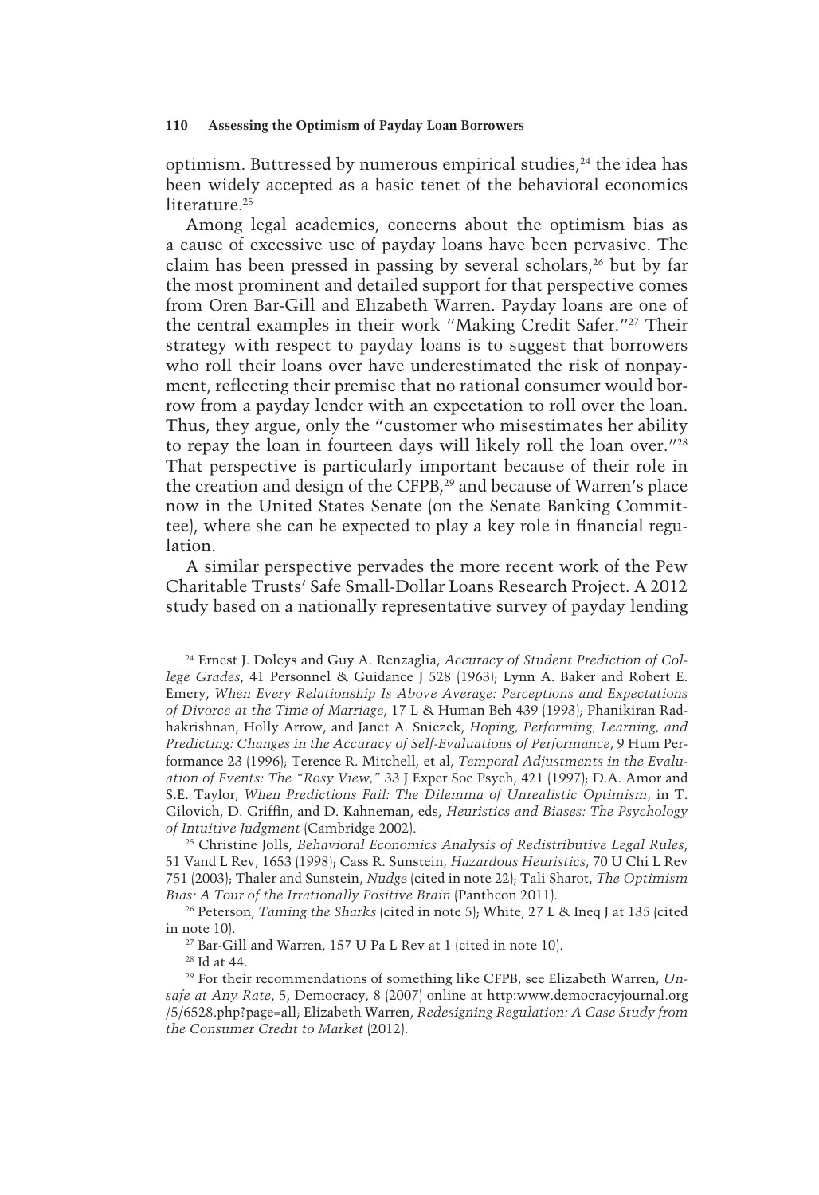optimism. Buttressed by numerous empirical studies,[24] the idea has been widely accepted as a basic tenet of the behavioral economics literature.[25]

Among legal academics, concerns about the optimism bias as a cause of excessive use of payday loans have been pervasive. The claim has been pressed in passing by several scholars,[26] but by far the most prominent and detailed support for that perspective comes from Oren Bar-Gill and Elizabeth Warren. Payday loans are one of the central examples in their work "Making Credit Safer."[27] Their strategy with respect to payday loans is to suggest that borrowers who roll their loans over have underestimated the risk of nonpayment, reflecting their premise that no rational consumer would borrow from a payday lender with an expectation to roll over the loan. Thus, they argue, only the "customer who misestimates her ability to repay the loan in fourteen days will likely roll the loan over."[28] That perspective is particularly important because of their role in the creation and design of the CFPB,[29] and because of Warren's place now in the United States Senate (on the Senate Banking Committee), where she can be expected to play a key role in financial regulation.

A similar perspective pervades the more recent work of the Pew Charitable Trusts' Safe Small-Dollar Loans Research Project. A 2012 study based on a nationally representative survey of payday lending

[24] Ernest J. Doleys and Guy A. Renzaglia, *Accuracy of Student Prediction of College Grades*, 41 Personnel & Guidance J 528 (1963); Lynn A. Baker and Robert E. Emery, *When Every Relationship Is Above Average: Perceptions and Expectations of Divorce at the Time of Marriage*, 17 L & Human Beh 439 (1993); Phanikiran Radhakrishnan, Holly Arrow, and Janet A. Sniezek, *Hoping, Performing, Learning, and Predicting: Changes in the Accuracy of Self-Evaluations of Performance*, 9 Hum Performance 23 (1996); Terence R. Mitchell, et al, *Temporal Adjustments in the Evaluation of Events: The "Rosy View,"* 33 J Exper Soc Psych, 421 (1997); D.A. Amor and S.E. Taylor, *When Predictions Fail: The Dilemma of Unrealistic Optimism*, in T. Gilovich, D. Griffin, and D. Kahneman, eds, *Heuristics and Biases: The Psychology of Intuitive Judgment* (Cambridge 2002).

[25] Christine Jolls, *Behavioral Economics Analysis of Redistributive Legal Rules*, 51 Vand L Rev, 1653 (1998); Cass R. Sunstein, *Hazardous Heuristics*, 70 U Chi L Rev 751 (2003); Thaler and Sunstein, *Nudge* (cited in note 22); Tali Sharot, *The Optimism Bias: A Tour of the Irrationally Positive Brain* (Pantheon 2011).

[26] Peterson, *Taming the Sharks* (cited in note 5); White, 27 L & Ineq J at 135 (cited in note 10).

[27] Bar-Gill and Warren, 157 U Pa L Rev at 1 (cited in note 10).

[28] Id at 44.

[29] For their recommendations of something like CFPB, see Elizabeth Warren, *Unsafe at Any Rate*, 5, Democracy, 8 (2007) online at http:www.democracyjournal.org/5/6528.php?page=all; Elizabeth Warren, *Redesigning Regulation: A Case Study from the Consumer Credit to Market* (2012).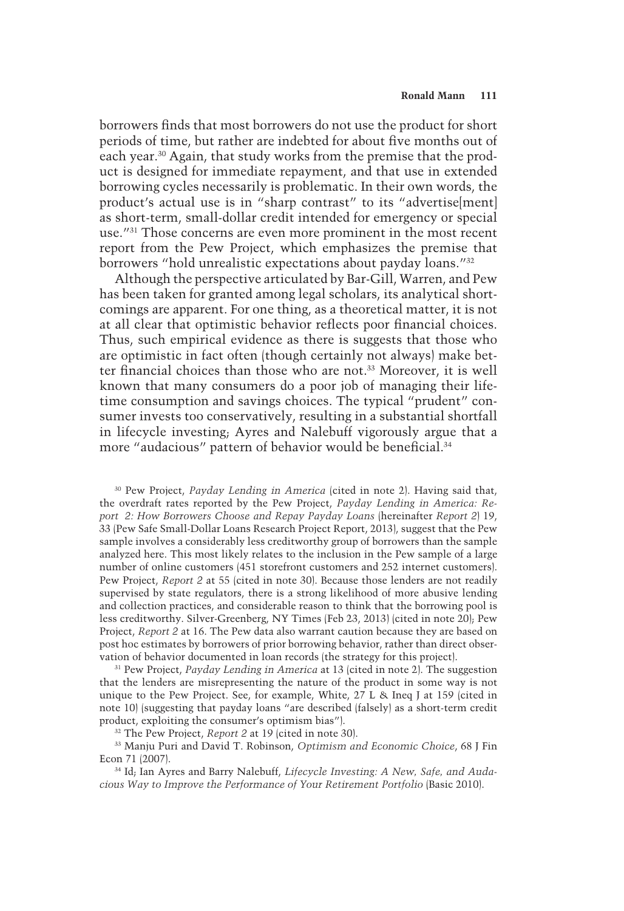borrowers finds that most borrowers do not use the product for short periods of time, but rather are indebted for about five months out of each year.[30] Again, that study works from the premise that the product is designed for immediate repayment, and that use in extended borrowing cycles necessarily is problematic. In their own words, the product's actual use is in "sharp contrast" to its "advertise[ment] as short-term, small-dollar credit intended for emergency or special use."[31] Those concerns are even more prominent in the most recent report from the Pew Project, which emphasizes the premise that borrowers "hold unrealistic expectations about payday loans."[32]

Although the perspective articulated by Bar-Gill, Warren, and Pew has been taken for granted among legal scholars, its analytical shortcomings are apparent. For one thing, as a theoretical matter, it is not at all clear that optimistic behavior reflects poor financial choices. Thus, such empirical evidence as there is suggests that those who are optimistic in fact often (though certainly not always) make better financial choices than those who are not.[33] Moreover, it is well known that many consumers do a poor job of managing their lifetime consumption and savings choices. The typical "prudent" consumer invests too conservatively, resulting in a substantial shortfall in lifecycle investing; Ayres and Nalebuff vigorously argue that a more "audacious" pattern of behavior would be beneficial.[34]

[30] Pew Project, *Payday Lending in America* (cited in note 2). Having said that, the overdraft rates reported by the Pew Project, *Payday Lending in America: Report 2: How Borrowers Choose and Repay Payday Loans* (hereinafter *Report 2*) 19, 33 (Pew Safe Small-Dollar Loans Research Project Report, 2013), suggest that the Pew sample involves a considerably less creditworthy group of borrowers than the sample analyzed here. This most likely relates to the inclusion in the Pew sample of a large number of online customers (451 storefront customers and 252 internet customers). Pew Project, *Report 2* at 55 (cited in note 30). Because those lenders are not readily supervised by state regulators, there is a strong likelihood of more abusive lending and collection practices, and considerable reason to think that the borrowing pool is less creditworthy. Silver-Greenberg, NY Times (Feb 23, 2013) (cited in note 20); Pew Project, *Report 2* at 16. The Pew data also warrant caution because they are based on post hoc estimates by borrowers of prior borrowing behavior, rather than direct observation of behavior documented in loan records (the strategy for this project).

[31] Pew Project, *Payday Lending in America* at 13 (cited in note 2). The suggestion that the lenders are misrepresenting the nature of the product in some way is not unique to the Pew Project. See, for example, White, 27 L & Ineq J at 159 (cited in note 10) (suggesting that payday loans "are described (falsely) as a short-term credit product, exploiting the consumer's optimism bias").

[32] The Pew Project, *Report 2* at 19 (cited in note 30).

[33] Manju Puri and David T. Robinson, *Optimism and Economic Choice*, 68 J Fin Econ 71 (2007).

[34] Id; Ian Ayres and Barry Nalebuff, *Lifecycle Investing: A New, Safe, and Audacious Way to Improve the Performance of Your Retirement Portfolio* (Basic 2010).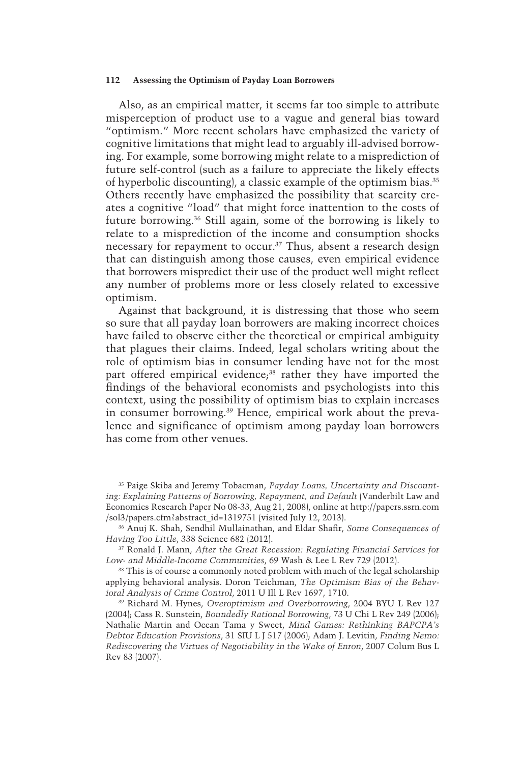Also, as an empirical matter, it seems far too simple to attribute misperception of product use to a vague and general bias toward "optimism." More recent scholars have emphasized the variety of cognitive limitations that might lead to arguably ill-advised borrowing. For example, some borrowing might relate to a misprediction of future self-control (such as a failure to appreciate the likely effects of hyperbolic discounting), a classic example of the optimism bias.[35] Others recently have emphasized the possibility that scarcity creates a cognitive "load" that might force inattention to the costs of future borrowing.[36] Still again, some of the borrowing is likely to relate to a misprediction of the income and consumption shocks necessary for repayment to occur.[37] Thus, absent a research design that can distinguish among those causes, even empirical evidence that borrowers mispredict their use of the product well might reflect any number of problems more or less closely related to excessive optimism.

Against that background, it is distressing that those who seem so sure that all payday loan borrowers are making incorrect choices have failed to observe either the theoretical or empirical ambiguity that plagues their claims. Indeed, legal scholars writing about the role of optimism bias in consumer lending have not for the most part offered empirical evidence;[38] rather they have imported the findings of the behavioral economists and psychologists into this context, using the possibility of optimism bias to explain increases in consumer borrowing.[39] Hence, empirical work about the prevalence and significance of optimism among payday loan borrowers has come from other venues.

[35] Paige Skiba and Jeremy Tobacman, *Payday Loans, Uncertainty and Discounting: Explaining Patterns of Borrowing, Repayment, and Default* (Vanderbilt Law and Economics Research Paper No 08-33, Aug 21, 2008), online at http://papers.ssrn.com/sol3/papers.cfm?abstract_id=1319751 (visited July 12, 2013).

[36] Anuj K. Shah, Sendhil Mullainathan, and Eldar Shafir, *Some Consequences of Having Too Little*, 338 Science 682 (2012).

[37] Ronald J. Mann, *After the Great Recession: Regulating Financial Services for Low- and Middle-Income Communities*, 69 Wash & Lee L Rev 729 (2012).

[38] This is of course a commonly noted problem with much of the legal scholarship applying behavioral analysis. Doron Teichman, *The Optimism Bias of the Behavioral Analysis of Crime Control*, 2011 U Ill L Rev 1697, 1710.

[39] Richard M. Hynes, *Overoptimism and Overborrowing*, 2004 BYU L Rev 127 (2004); Cass R. Sunstein, *Boundedly Rational Borrowing*, 73 U Chi L Rev 249 (2006); Nathalie Martin and Ocean Tama y Sweet, *Mind Games: Rethinking BAPCPA's Debtor Education Provisions*, 31 SIU L J 517 (2006); Adam J. Levitin, *Finding Nemo: Rediscovering the Virtues of Negotiability in the Wake of Enron*, 2007 Colum Bus L Rev 83 (2007).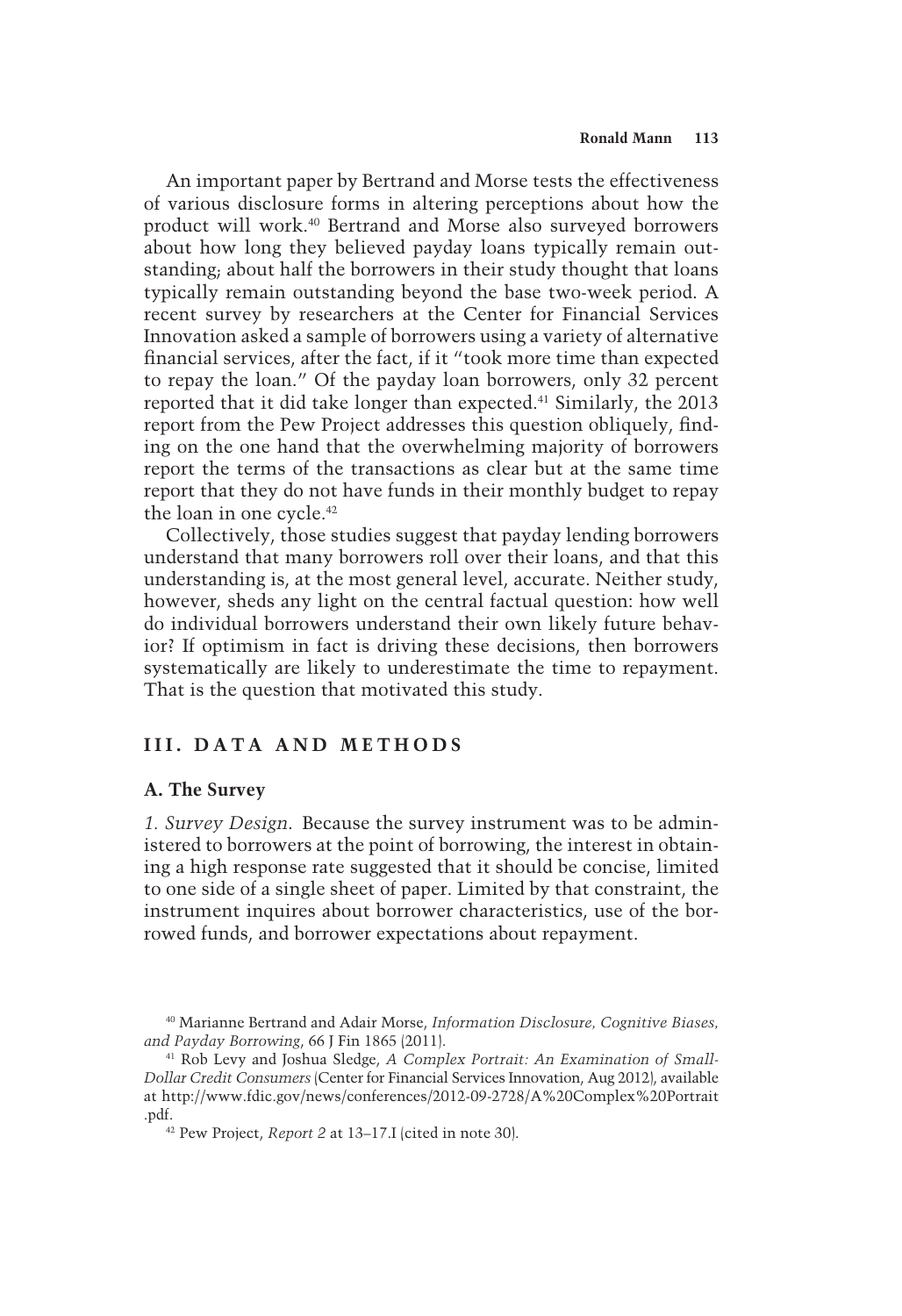An important paper by Bertrand and Morse tests the effectiveness of various disclosure forms in altering perceptions about how the product will work.[40] Bertrand and Morse also surveyed borrowers about how long they believed payday loans typically remain outstanding; about half the borrowers in their study thought that loans typically remain outstanding beyond the base two-week period. A recent survey by researchers at the Center for Financial Services Innovation asked a sample of borrowers using a variety of alternative financial services, after the fact, if it "took more time than expected to repay the loan." Of the payday loan borrowers, only 32 percent reported that it did take longer than expected.[41] Similarly, the 2013 report from the Pew Project addresses this question obliquely, finding on the one hand that the overwhelming majority of borrowers report the terms of the transactions as clear but at the same time report that they do not have funds in their monthly budget to repay the loan in one cycle.[42]

Collectively, those studies suggest that payday lending borrowers understand that many borrowers roll over their loans, and that this understanding is, at the most general level, accurate. Neither study, however, sheds any light on the central factual question: how well do individual borrowers understand their own likely future behavior? If optimism in fact is driving these decisions, then borrowers systematically are likely to underestimate the time to repayment. That is the question that motivated this study.

## III. DATA AND METHODS

### A. The Survey

*1. Survey Design.* Because the survey instrument was to be administered to borrowers at the point of borrowing, the interest in obtaining a high response rate suggested that it should be concise, limited to one side of a single sheet of paper. Limited by that constraint, the instrument inquires about borrower characteristics, use of the borrowed funds, and borrower expectations about repayment.

---

[40] Marianne Bertrand and Adair Morse, *Information Disclosure, Cognitive Biases, and Payday Borrowing*, 66 J Fin 1865 (2011).

[41] Rob Levy and Joshua Sledge, *A Complex Portrait: An Examination of Small-Dollar Credit Consumers* (Center for Financial Services Innovation, Aug 2012), available at http://www.fdic.gov/news/conferences/2012-09-2728/A%20Complex%20Portrait.pdf.

[42] Pew Project, *Report 2* at 13–17.I (cited in note 30).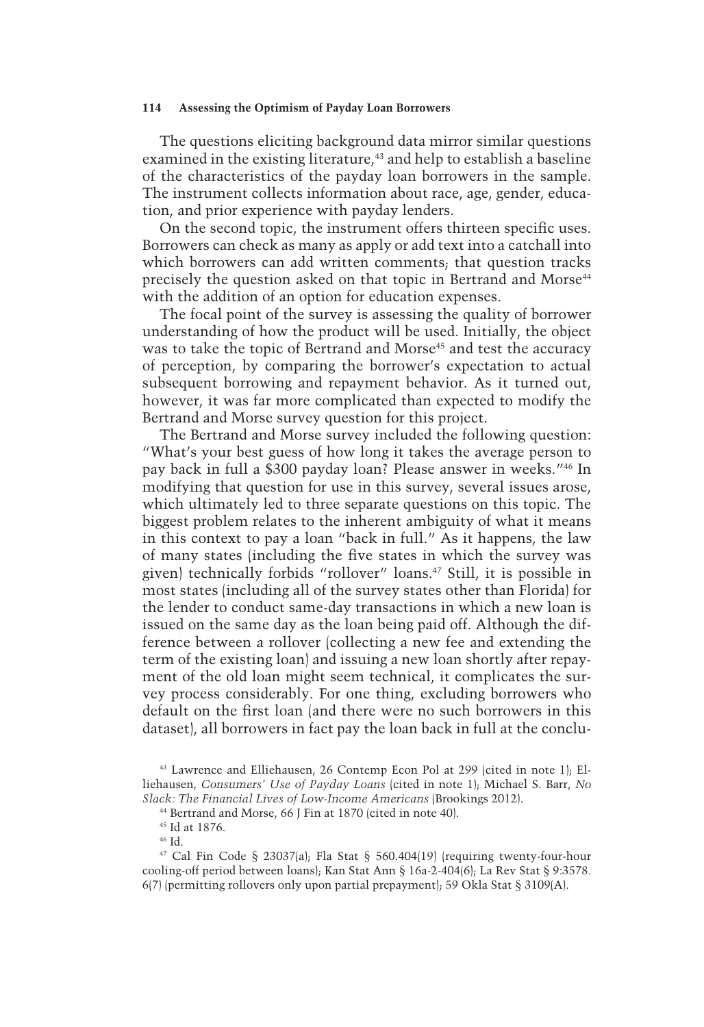The questions eliciting background data mirror similar questions examined in the existing literature,[43] and help to establish a baseline of the characteristics of the payday loan borrowers in the sample. The instrument collects information about race, age, gender, education, and prior experience with payday lenders.

On the second topic, the instrument offers thirteen specific uses. Borrowers can check as many as apply or add text into a catchall into which borrowers can add written comments; that question tracks precisely the question asked on that topic in Bertrand and Morse[44] with the addition of an option for education expenses.

The focal point of the survey is assessing the quality of borrower understanding of how the product will be used. Initially, the object was to take the topic of Bertrand and Morse[45] and test the accuracy of perception, by comparing the borrower's expectation to actual subsequent borrowing and repayment behavior. As it turned out, however, it was far more complicated than expected to modify the Bertrand and Morse survey question for this project.

The Bertrand and Morse survey included the following question: "What's your best guess of how long it takes the average person to pay back in full a $300 payday loan? Please answer in weeks."[46] In modifying that question for use in this survey, several issues arose, which ultimately led to three separate questions on this topic. The biggest problem relates to the inherent ambiguity of what it means in this context to pay a loan "back in full." As it happens, the law of many states (including the five states in which the survey was given) technically forbids "rollover" loans.[47] Still, it is possible in most states (including all of the survey states other than Florida) for the lender to conduct same-day transactions in which a new loan is issued on the same day as the loan being paid off. Although the difference between a rollover (collecting a new fee and extending the term of the existing loan) and issuing a new loan shortly after repayment of the old loan might seem technical, it complicates the survey process considerably. For one thing, excluding borrowers who default on the first loan (and there were no such borrowers in this dataset), all borrowers in fact pay the loan back in full at the conclu-

[43] Lawrence and Elliehausen, 26 Contemp Econ Pol at 299 (cited in note 1); Elliehausen, *Consumers' Use of Payday Loans* (cited in note 1); Michael S. Barr, *No Slack: The Financial Lives of Low-Income Americans* (Brookings 2012).

[44] Bertrand and Morse, 66 J Fin at 1870 (cited in note 40).

[45] Id at 1876.

[46] Id.

[47] Cal Fin Code § 23037(a); Fla Stat § 560.404(19) (requiring twenty-four-hour cooling-off period between loans); Kan Stat Ann § 16a-2-404(6); La Rev Stat § 9:3578.6(7) (permitting rollovers only upon partial prepayment); 59 Okla Stat § 3109(A).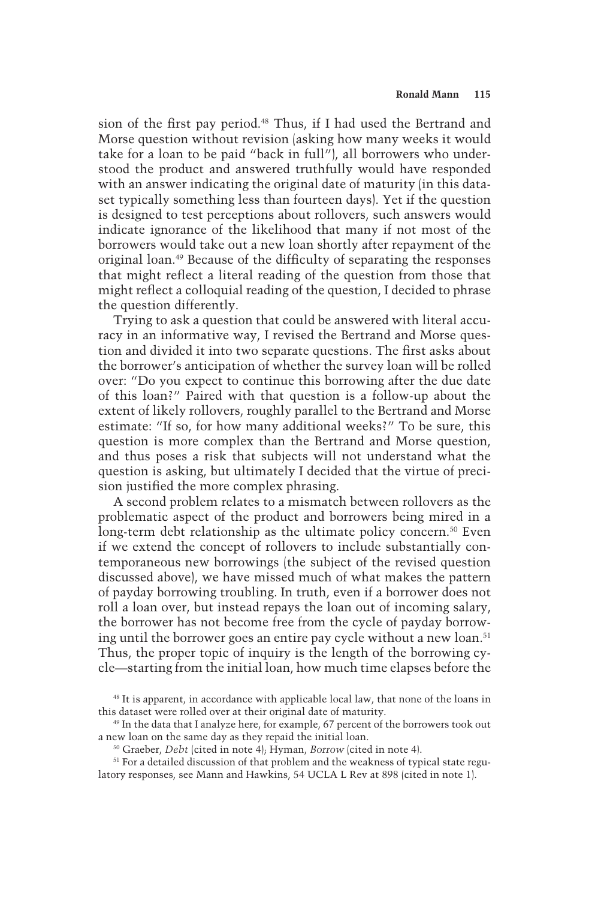sion of the first pay period.[48] Thus, if I had used the Bertrand and Morse question without revision (asking how many weeks it would take for a loan to be paid "back in full"), all borrowers who understood the product and answered truthfully would have responded with an answer indicating the original date of maturity (in this dataset typically something less than fourteen days). Yet if the question is designed to test perceptions about rollovers, such answers would indicate ignorance of the likelihood that many if not most of the borrowers would take out a new loan shortly after repayment of the original loan.[49] Because of the difficulty of separating the responses that might reflect a literal reading of the question from those that might reflect a colloquial reading of the question, I decided to phrase the question differently.

Trying to ask a question that could be answered with literal accuracy in an informative way, I revised the Bertrand and Morse question and divided it into two separate questions. The first asks about the borrower's anticipation of whether the survey loan will be rolled over: "Do you expect to continue this borrowing after the due date of this loan?" Paired with that question is a follow-up about the extent of likely rollovers, roughly parallel to the Bertrand and Morse estimate: "If so, for how many additional weeks?" To be sure, this question is more complex than the Bertrand and Morse question, and thus poses a risk that subjects will not understand what the question is asking, but ultimately I decided that the virtue of precision justified the more complex phrasing.

A second problem relates to a mismatch between rollovers as the problematic aspect of the product and borrowers being mired in a long-term debt relationship as the ultimate policy concern.[50] Even if we extend the concept of rollovers to include substantially contemporaneous new borrowings (the subject of the revised question discussed above), we have missed much of what makes the pattern of payday borrowing troubling. In truth, even if a borrower does not roll a loan over, but instead repays the loan out of incoming salary, the borrower has not become free from the cycle of payday borrowing until the borrower goes an entire pay cycle without a new loan.[51] Thus, the proper topic of inquiry is the length of the borrowing cycle—starting from the initial loan, how much time elapses before the

[48] It is apparent, in accordance with applicable local law, that none of the loans in this dataset were rolled over at their original date of maturity.

[49] In the data that I analyze here, for example, 67 percent of the borrowers took out a new loan on the same day as they repaid the initial loan.

[50] Graeber, *Debt* (cited in note 4); Hyman, *Borrow* (cited in note 4).

[51] For a detailed discussion of that problem and the weakness of typical state regulatory responses, see Mann and Hawkins, 54 UCLA L Rev at 898 (cited in note 1).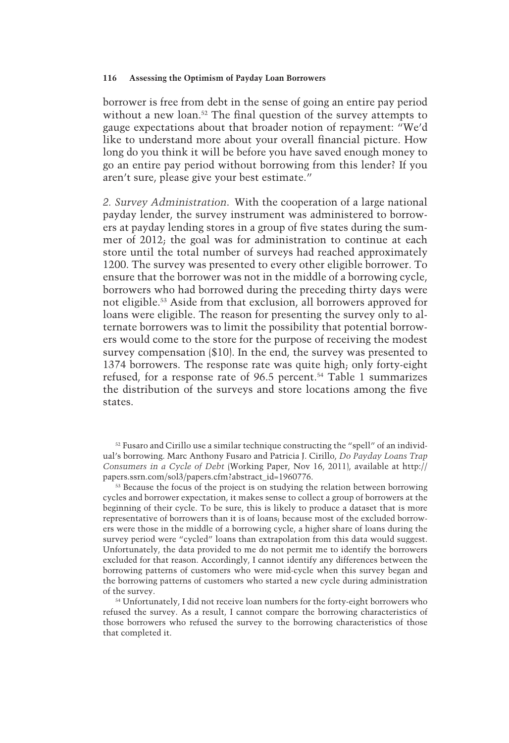borrower is free from debt in the sense of going an entire pay period without a new loan.[52] The final question of the survey attempts to gauge expectations about that broader notion of repayment: "We'd like to understand more about your overall financial picture. How long do you think it will be before you have saved enough money to go an entire pay period without borrowing from this lender? If you aren't sure, please give your best estimate."

*2. Survey Administration.* With the cooperation of a large national payday lender, the survey instrument was administered to borrowers at payday lending stores in a group of five states during the summer of 2012; the goal was for administration to continue at each store until the total number of surveys had reached approximately 1200. The survey was presented to every other eligible borrower. To ensure that the borrower was not in the middle of a borrowing cycle, borrowers who had borrowed during the preceding thirty days were not eligible.[53] Aside from that exclusion, all borrowers approved for loans were eligible. The reason for presenting the survey only to alternate borrowers was to limit the possibility that potential borrowers would come to the store for the purpose of receiving the modest survey compensation ($10). In the end, the survey was presented to 1374 borrowers. The response rate was quite high; only forty-eight refused, for a response rate of 96.5 percent.[54] Table 1 summarizes the distribution of the surveys and store locations among the five states.

[52] Fusaro and Cirillo use a similar technique constructing the "spell" of an individual's borrowing. Marc Anthony Fusaro and Patricia J. Cirillo, *Do Payday Loans Trap Consumers in a Cycle of Debt* (Working Paper, Nov 16, 2011), available at http://papers.ssrn.com/sol3/papers.cfm?abstract_id=1960776.

[53] Because the focus of the project is on studying the relation between borrowing cycles and borrower expectation, it makes sense to collect a group of borrowers at the beginning of their cycle. To be sure, this is likely to produce a dataset that is more representative of borrowers than it is of loans; because most of the excluded borrowers were those in the middle of a borrowing cycle, a higher share of loans during the survey period were "cycled" loans than extrapolation from this data would suggest. Unfortunately, the data provided to me do not permit me to identify the borrowers excluded for that reason. Accordingly, I cannot identify any differences between the borrowing patterns of customers who were mid-cycle when this survey began and the borrowing patterns of customers who started a new cycle during administration of the survey.

[54] Unfortunately, I did not receive loan numbers for the forty-eight borrowers who refused the survey. As a result, I cannot compare the borrowing characteristics of those borrowers who refused the survey to the borrowing characteristics of those that completed it.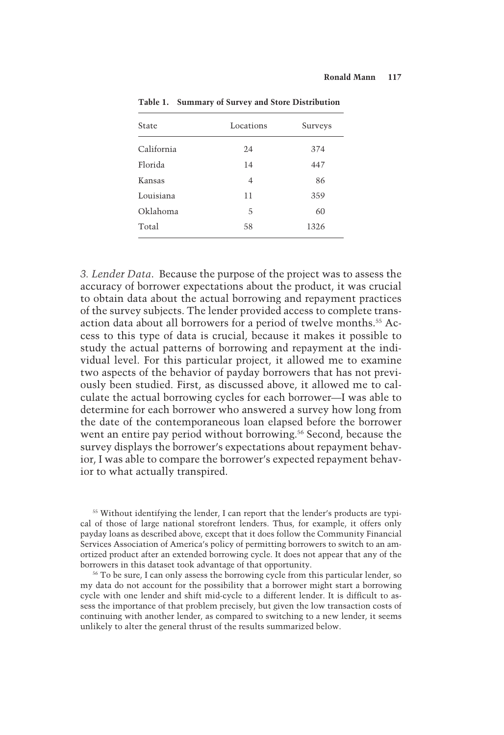**Table 1. Summary of Survey and Store Distribution**

| State | Locations | Surveys |
|---|---|---|
| California | 24 | 374 |
| Florida | 14 | 447 |
| Kansas | 4 | 86 |
| Louisiana | 11 | 359 |
| Oklahoma | 5 | 60 |
| Total | 58 | 1326 |

*3. Lender Data*. Because the purpose of the project was to assess the accuracy of borrower expectations about the product, it was crucial to obtain data about the actual borrowing and repayment practices of the survey subjects. The lender provided access to complete transaction data about all borrowers for a period of twelve months.[55] Access to this type of data is crucial, because it makes it possible to study the actual patterns of borrowing and repayment at the individual level. For this particular project, it allowed me to examine two aspects of the behavior of payday borrowers that has not previously been studied. First, as discussed above, it allowed me to calculate the actual borrowing cycles for each borrower—I was able to determine for each borrower who answered a survey how long from the date of the contemporaneous loan elapsed before the borrower went an entire pay period without borrowing.[56] Second, because the survey displays the borrower's expectations about repayment behavior, I was able to compare the borrower's expected repayment behavior to what actually transpired.

[55] Without identifying the lender, I can report that the lender's products are typical of those of large national storefront lenders. Thus, for example, it offers only payday loans as described above, except that it does follow the Community Financial Services Association of America's policy of permitting borrowers to switch to an amortized product after an extended borrowing cycle. It does not appear that any of the borrowers in this dataset took advantage of that opportunity.

[56] To be sure, I can only assess the borrowing cycle from this particular lender, so my data do not account for the possibility that a borrower might start a borrowing cycle with one lender and shift mid-cycle to a different lender. It is difficult to assess the importance of that problem precisely, but given the low transaction costs of continuing with another lender, as compared to switching to a new lender, it seems unlikely to alter the general thrust of the results summarized below.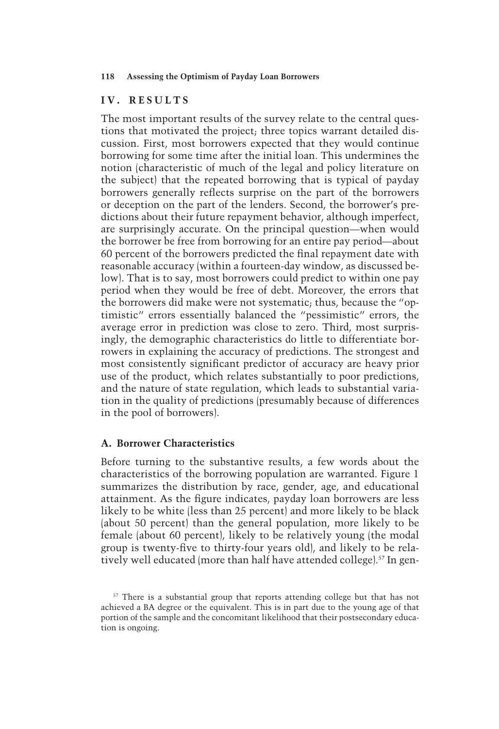## IV. RESULTS

The most important results of the survey relate to the central questions that motivated the project; three topics warrant detailed discussion. First, most borrowers expected that they would continue borrowing for some time after the initial loan. This undermines the notion (characteristic of much of the legal and policy literature on the subject) that the repeated borrowing that is typical of payday borrowers generally reflects surprise on the part of the borrowers or deception on the part of the lenders. Second, the borrower's predictions about their future repayment behavior, although imperfect, are surprisingly accurate. On the principal question—when would the borrower be free from borrowing for an entire pay period—about 60 percent of the borrowers predicted the final repayment date with reasonable accuracy (within a fourteen-day window, as discussed below). That is to say, most borrowers could predict to within one pay period when they would be free of debt. Moreover, the errors that the borrowers did make were not systematic; thus, because the "optimistic" errors essentially balanced the "pessimistic" errors, the average error in prediction was close to zero. Third, most surprisingly, the demographic characteristics do little to differentiate borrowers in explaining the accuracy of predictions. The strongest and most consistently significant predictor of accuracy are heavy prior use of the product, which relates substantially to poor predictions, and the nature of state regulation, which leads to substantial variation in the quality of predictions (presumably because of differences in the pool of borrowers).

### A. Borrower Characteristics

Before turning to the substantive results, a few words about the characteristics of the borrowing population are warranted. Figure 1 summarizes the distribution by race, gender, age, and educational attainment. As the figure indicates, payday loan borrowers are less likely to be white (less than 25 percent) and more likely to be black (about 50 percent) than the general population, more likely to be female (about 60 percent), likely to be relatively young (the modal group is twenty-five to thirty-four years old), and likely to be relatively well educated (more than half have attended college).[57] In gen-

[57] There is a substantial group that reports attending college but that has not achieved a BA degree or the equivalent. This is in part due to the young age of that portion of the sample and the concomitant likelihood that their postsecondary education is ongoing.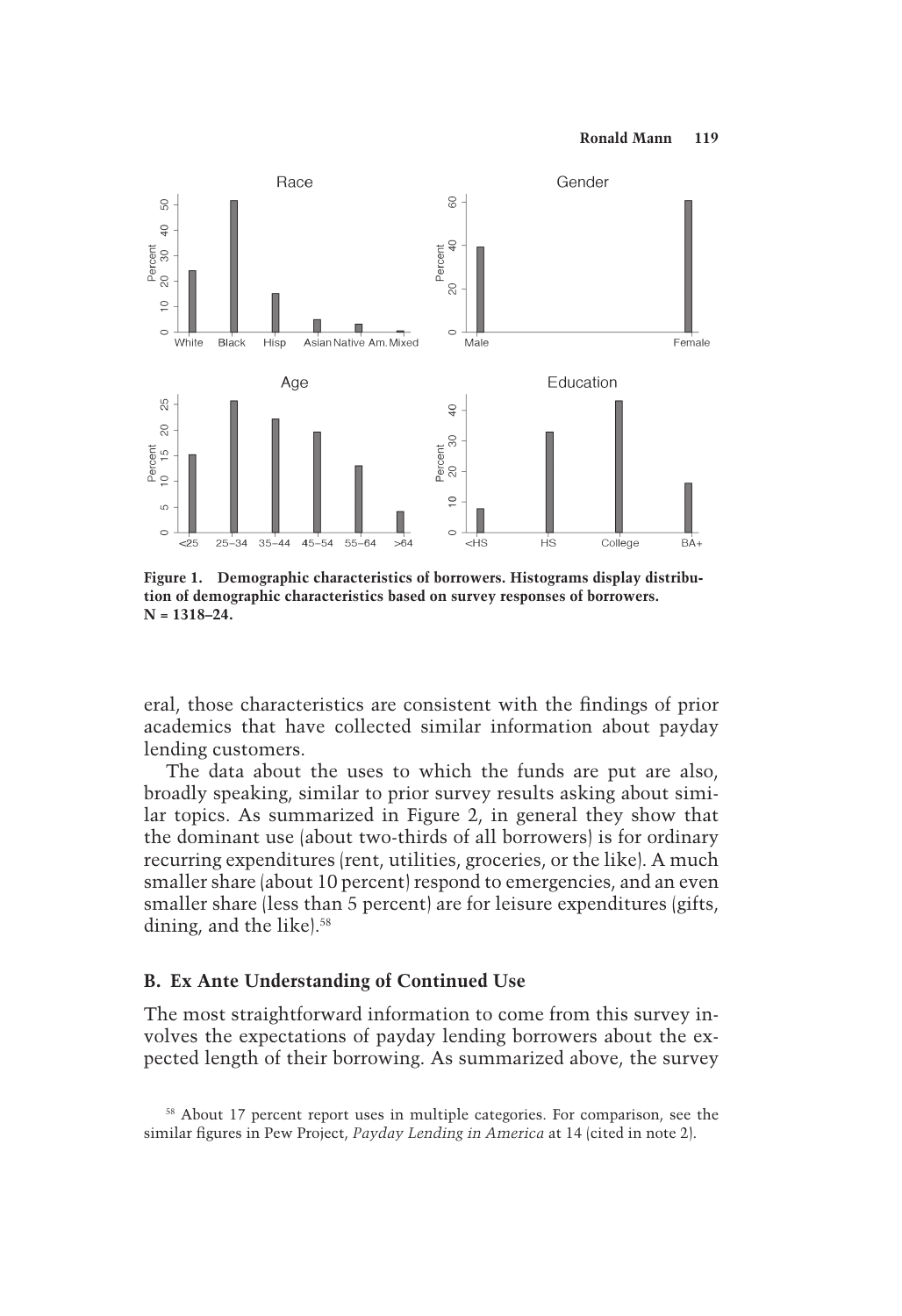**Figure 1. Demographic characteristics of borrowers. Histograms display distribution of demographic characteristics based on survey responses of borrowers. N = 1318–24.**

eral, those characteristics are consistent with the findings of prior academics that have collected similar information about payday lending customers.

The data about the uses to which the funds are put are also, broadly speaking, similar to prior survey results asking about similar topics. As summarized in Figure 2, in general they show that the dominant use (about two-thirds of all borrowers) is for ordinary recurring expenditures (rent, utilities, groceries, or the like). A much smaller share (about 10 percent) respond to emergencies, and an even smaller share (less than 5 percent) are for leisure expenditures (gifts, dining, and the like).[58]

### B. Ex Ante Understanding of Continued Use

The most straightforward information to come from this survey involves the expectations of payday lending borrowers about the expected length of their borrowing. As summarized above, the survey

[58] About 17 percent report uses in multiple categories. For comparison, see the similar figures in Pew Project, *Payday Lending in America* at 14 (cited in note 2).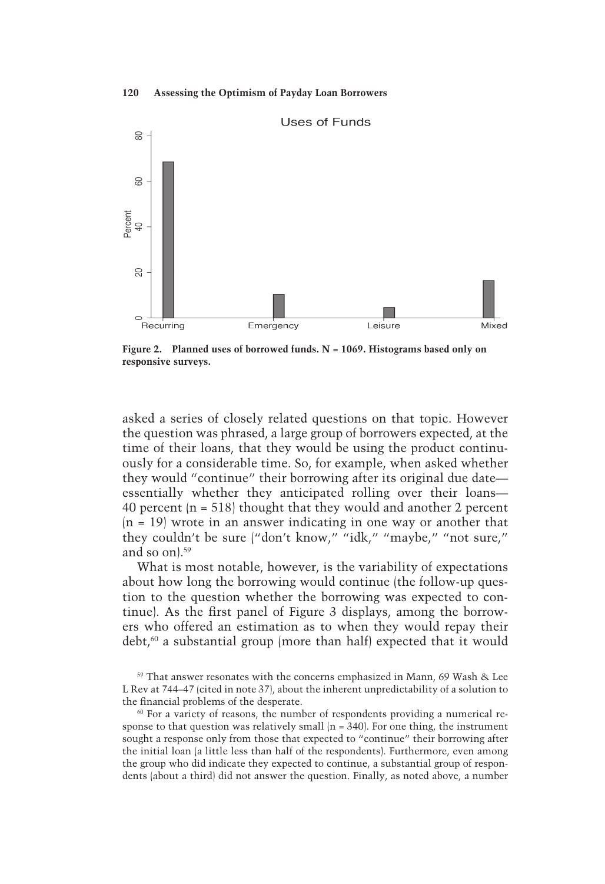**Figure 2. Planned uses of borrowed funds. N = 1069. Histograms based only on responsive surveys.**

asked a series of closely related questions on that topic. However the question was phrased, a large group of borrowers expected, at the time of their loans, that they would be using the product continuously for a considerable time. So, for example, when asked whether they would "continue" their borrowing after its original due date—essentially whether they anticipated rolling over their loans—40 percent (n = 518) thought that they would and another 2 percent (n = 19) wrote in an answer indicating in one way or another that they couldn't be sure ("don't know," "idk," "maybe," "not sure," and so on).[59]

What is most notable, however, is the variability of expectations about how long the borrowing would continue (the follow-up question to the question whether the borrowing was expected to continue). As the first panel of Figure 3 displays, among the borrowers who offered an estimation as to when they would repay their debt,[60] a substantial group (more than half) expected that it would

[59] That answer resonates with the concerns emphasized in Mann, 69 Wash & Lee L Rev at 744–47 (cited in note 37), about the inherent unpredictability of a solution to the financial problems of the desperate.

[60] For a variety of reasons, the number of respondents providing a numerical response to that question was relatively small (n = 340). For one thing, the instrument sought a response only from those that expected to "continue" their borrowing after the initial loan (a little less than half of the respondents). Furthermore, even among the group who did indicate they expected to continue, a substantial group of respondents (about a third) did not answer the question. Finally, as noted above, a number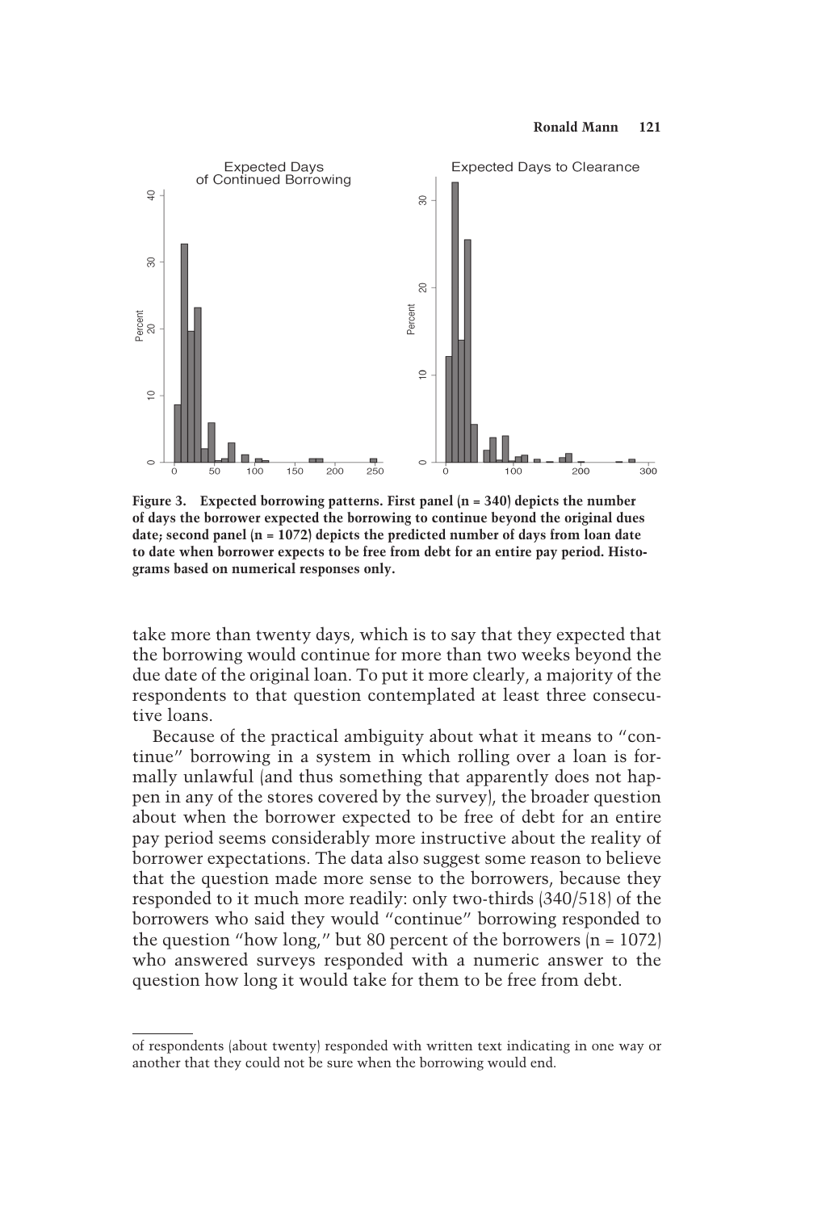Figure 3. Expected borrowing patterns. First panel (n = 340) depicts the number of days the borrower expected the borrowing to continue beyond the original dues date; second panel (n = 1072) depicts the predicted number of days from loan date to date when borrower expects to be free from debt for an entire pay period. Histograms based on numerical responses only.

take more than twenty days, which is to say that they expected that the borrowing would continue for more than two weeks beyond the due date of the original loan. To put it more clearly, a majority of the respondents to that question contemplated at least three consecutive loans.

Because of the practical ambiguity about what it means to "continue" borrowing in a system in which rolling over a loan is formally unlawful (and thus something that apparently does not happen in any of the stores covered by the survey), the broader question about when the borrower expected to be free of debt for an entire pay period seems considerably more instructive about the reality of borrower expectations. The data also suggest some reason to believe that the question made more sense to the borrowers, because they responded to it much more readily: only two-thirds (340/518) of the borrowers who said they would "continue" borrowing responded to the question "how long," but 80 percent of the borrowers (n = 1072) who answered surveys responded with a numeric answer to the question how long it would take for them to be free from debt.

---

of respondents (about twenty) responded with written text indicating in one way or another that they could not be sure when the borrowing would end.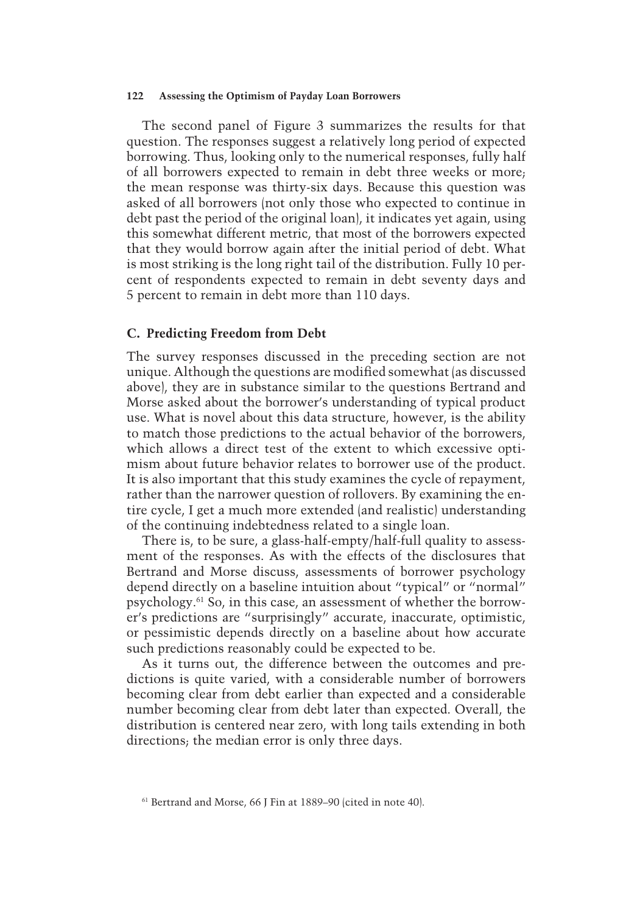The second panel of Figure 3 summarizes the results for that question. The responses suggest a relatively long period of expected borrowing. Thus, looking only to the numerical responses, fully half of all borrowers expected to remain in debt three weeks or more; the mean response was thirty-six days. Because this question was asked of all borrowers (not only those who expected to continue in debt past the period of the original loan), it indicates yet again, using this somewhat different metric, that most of the borrowers expected that they would borrow again after the initial period of debt. What is most striking is the long right tail of the distribution. Fully 10 percent of respondents expected to remain in debt seventy days and 5 percent to remain in debt more than 110 days.

### C. Predicting Freedom from Debt

The survey responses discussed in the preceding section are not unique. Although the questions are modified somewhat (as discussed above), they are in substance similar to the questions Bertrand and Morse asked about the borrower's understanding of typical product use. What is novel about this data structure, however, is the ability to match those predictions to the actual behavior of the borrowers, which allows a direct test of the extent to which excessive optimism about future behavior relates to borrower use of the product. It is also important that this study examines the cycle of repayment, rather than the narrower question of rollovers. By examining the entire cycle, I get a much more extended (and realistic) understanding of the continuing indebtedness related to a single loan.

There is, to be sure, a glass-half-empty/half-full quality to assessment of the responses. As with the effects of the disclosures that Bertrand and Morse discuss, assessments of borrower psychology depend directly on a baseline intuition about "typical" or "normal" psychology.[61] So, in this case, an assessment of whether the borrower's predictions are "surprisingly" accurate, inaccurate, optimistic, or pessimistic depends directly on a baseline about how accurate such predictions reasonably could be expected to be.

As it turns out, the difference between the outcomes and predictions is quite varied, with a considerable number of borrowers becoming clear from debt earlier than expected and a considerable number becoming clear from debt later than expected. Overall, the distribution is centered near zero, with long tails extending in both directions; the median error is only three days.

[61] Bertrand and Morse, 66 J Fin at 1889–90 (cited in note 40).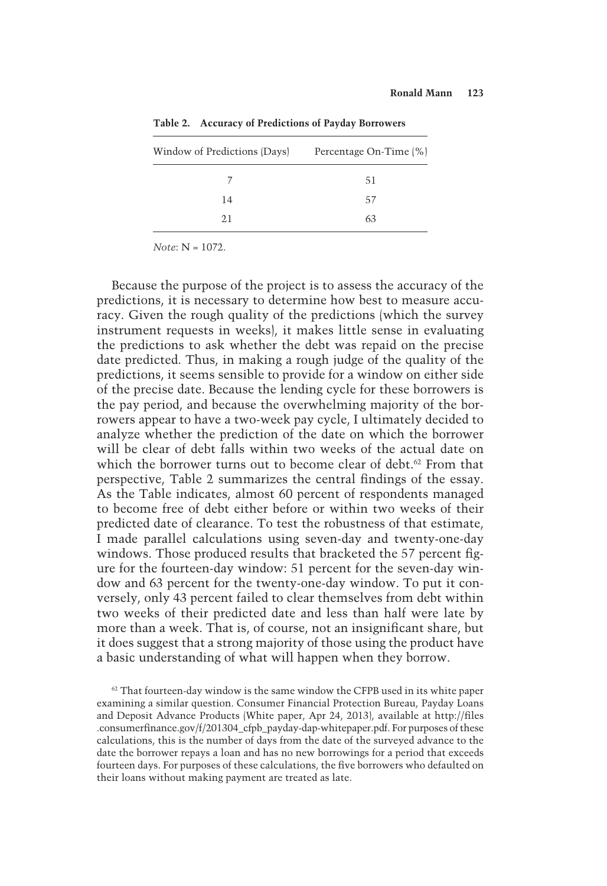**Table 2. Accuracy of Predictions of Payday Borrowers**

| Window of Predictions (Days) | Percentage On-Time (%) |
|---|---|
| 7 | 51 |
| 14 | 57 |
| 21 | 63 |

*Note*: N = 1072.

Because the purpose of the project is to assess the accuracy of the predictions, it is necessary to determine how best to measure accuracy. Given the rough quality of the predictions (which the survey instrument requests in weeks), it makes little sense in evaluating the predictions to ask whether the debt was repaid on the precise date predicted. Thus, in making a rough judge of the quality of the predictions, it seems sensible to provide for a window on either side of the precise date. Because the lending cycle for these borrowers is the pay period, and because the overwhelming majority of the borrowers appear to have a two-week pay cycle, I ultimately decided to analyze whether the prediction of the date on which the borrower will be clear of debt falls within two weeks of the actual date on which the borrower turns out to become clear of debt.[62] From that perspective, Table 2 summarizes the central findings of the essay. As the Table indicates, almost 60 percent of respondents managed to become free of debt either before or within two weeks of their predicted date of clearance. To test the robustness of that estimate, I made parallel calculations using seven-day and twenty-one-day windows. Those produced results that bracketed the 57 percent figure for the fourteen-day window: 51 percent for the seven-day window and 63 percent for the twenty-one-day window. To put it conversely, only 43 percent failed to clear themselves from debt within two weeks of their predicted date and less than half were late by more than a week. That is, of course, not an insignificant share, but it does suggest that a strong majority of those using the product have a basic understanding of what will happen when they borrow.

[62] That fourteen-day window is the same window the CFPB used in its white paper examining a similar question. Consumer Financial Protection Bureau, Payday Loans and Deposit Advance Products (White paper, Apr 24, 2013), available at http://files.consumerfinance.gov/f/201304_cfpb_payday-dap-whitepaper.pdf. For purposes of these calculations, this is the number of days from the date of the surveyed advance to the date the borrower repays a loan and has no new borrowings for a period that exceeds fourteen days. For purposes of these calculations, the five borrowers who defaulted on their loans without making payment are treated as late.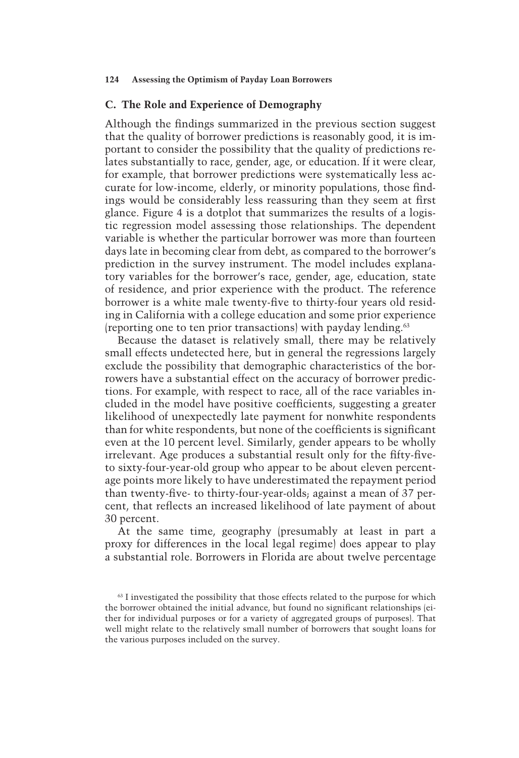## C. The Role and Experience of Demography

Although the findings summarized in the previous section suggest that the quality of borrower predictions is reasonably good, it is important to consider the possibility that the quality of predictions relates substantially to race, gender, age, or education. If it were clear, for example, that borrower predictions were systematically less accurate for low-income, elderly, or minority populations, those findings would be considerably less reassuring than they seem at first glance. Figure 4 is a dotplot that summarizes the results of a logistic regression model assessing those relationships. The dependent variable is whether the particular borrower was more than fourteen days late in becoming clear from debt, as compared to the borrower's prediction in the survey instrument. The model includes explanatory variables for the borrower's race, gender, age, education, state of residence, and prior experience with the product. The reference borrower is a white male twenty-five to thirty-four years old residing in California with a college education and some prior experience (reporting one to ten prior transactions) with payday lending.[63]

Because the dataset is relatively small, there may be relatively small effects undetected here, but in general the regressions largely exclude the possibility that demographic characteristics of the borrowers have a substantial effect on the accuracy of borrower predictions. For example, with respect to race, all of the race variables included in the model have positive coefficients, suggesting a greater likelihood of unexpectedly late payment for nonwhite respondents than for white respondents, but none of the coefficients is significant even at the 10 percent level. Similarly, gender appears to be wholly irrelevant. Age produces a substantial result only for the fifty-five- to sixty-four-year-old group who appear to be about eleven percentage points more likely to have underestimated the repayment period than twenty-five- to thirty-four-year-olds; against a mean of 37 percent, that reflects an increased likelihood of late payment of about 30 percent.

At the same time, geography (presumably at least in part a proxy for differences in the local legal regime) does appear to play a substantial role. Borrowers in Florida are about twelve percentage

[63] I investigated the possibility that those effects related to the purpose for which the borrower obtained the initial advance, but found no significant relationships (either for individual purposes or for a variety of aggregated groups of purposes). That well might relate to the relatively small number of borrowers that sought loans for the various purposes included on the survey.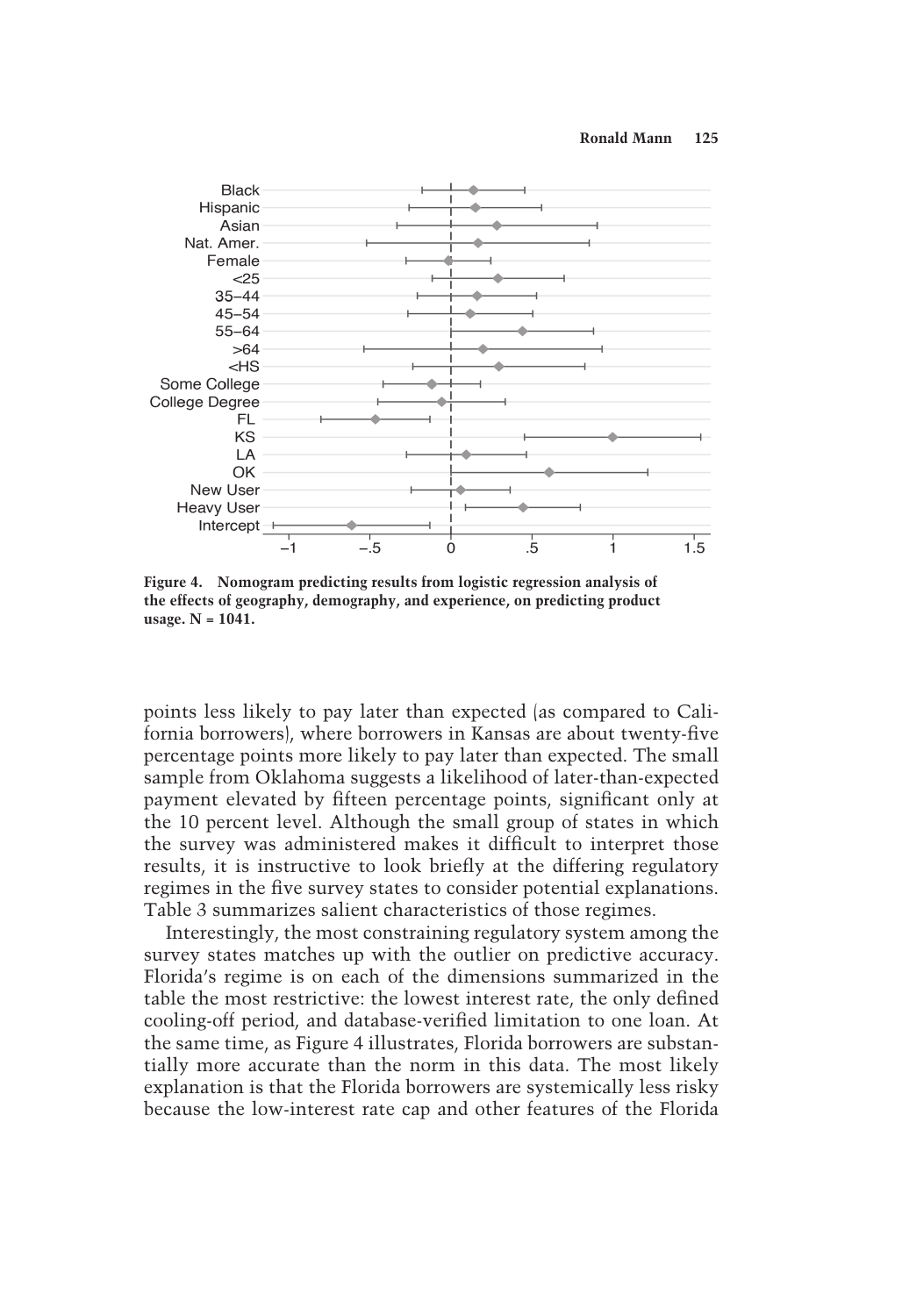**Figure 4. Nomogram predicting results from logistic regression analysis of the effects of geography, demography, and experience, on predicting product usage. N = 1041.**

points less likely to pay later than expected (as compared to California borrowers), where borrowers in Kansas are about twenty-five percentage points more likely to pay later than expected. The small sample from Oklahoma suggests a likelihood of later-than-expected payment elevated by fifteen percentage points, significant only at the 10 percent level. Although the small group of states in which the survey was administered makes it difficult to interpret those results, it is instructive to look briefly at the differing regulatory regimes in the five survey states to consider potential explanations. Table 3 summarizes salient characteristics of those regimes.

Interestingly, the most constraining regulatory system among the survey states matches up with the outlier on predictive accuracy. Florida's regime is on each of the dimensions summarized in the table the most restrictive: the lowest interest rate, the only defined cooling-off period, and database-verified limitation to one loan. At the same time, as Figure 4 illustrates, Florida borrowers are substantially more accurate than the norm in this data. The most likely explanation is that the Florida borrowers are systemically less risky because the low-interest rate cap and other features of the Florida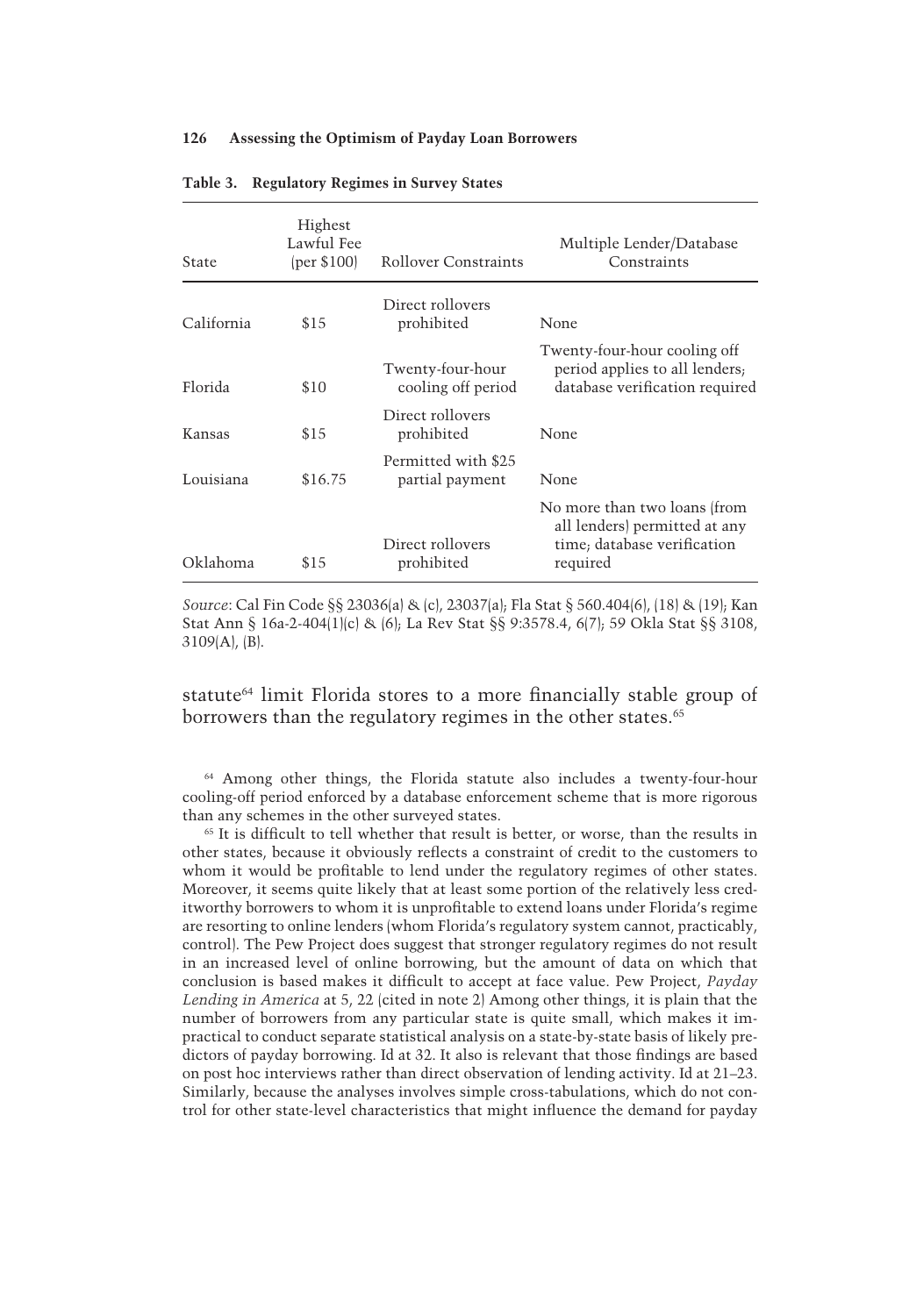**Table 3. Regulatory Regimes in Survey States**

| State | Highest Lawful Fee (per $100) | Rollover Constraints | Multiple Lender/Database Constraints |
|---|---|---|---|
| California | $15 | Direct rollovers prohibited | None |
| Florida | $10 | Twenty-four-hour cooling off period | Twenty-four-hour cooling off period applies to all lenders; database verification required |
| Kansas | $15 | Direct rollovers prohibited | None |
| Louisiana | $16.75 | Permitted with $25 partial payment | None |
| Oklahoma | $15 | Direct rollovers prohibited | No more than two loans (from all lenders) permitted at any time; database verification required |

*Source*: Cal Fin Code §§ 23036(a) & (c), 23037(a); Fla Stat § 560.404(6), (18) & (19); Kan Stat Ann § 16a-2-404(1)(c) & (6); La Rev Stat §§ 9:3578.4, 6(7); 59 Okla Stat §§ 3108, 3109(A), (B).

statute[64] limit Florida stores to a more financially stable group of borrowers than the regulatory regimes in the other states.[65]

[64] Among other things, the Florida statute also includes a twenty-four-hour cooling-off period enforced by a database enforcement scheme that is more rigorous than any schemes in the other surveyed states.

[65] It is difficult to tell whether that result is better, or worse, than the results in other states, because it obviously reflects a constraint of credit to the customers to whom it would be profitable to lend under the regulatory regimes of other states. Moreover, it seems quite likely that at least some portion of the relatively less creditworthy borrowers to whom it is unprofitable to extend loans under Florida's regime are resorting to online lenders (whom Florida's regulatory system cannot, practicably, control). The Pew Project does suggest that stronger regulatory regimes do not result in an increased level of online borrowing, but the amount of data on which that conclusion is based makes it difficult to accept at face value. Pew Project, *Payday Lending in America* at 5, 22 (cited in note 2) Among other things, it is plain that the number of borrowers from any particular state is quite small, which makes it impractical to conduct separate statistical analysis on a state-by-state basis of likely predictors of payday borrowing. Id at 32. It also is relevant that those findings are based on post hoc interviews rather than direct observation of lending activity. Id at 21–23. Similarly, because the analyses involves simple cross-tabulations, which do not control for other state-level characteristics that might influence the demand for payday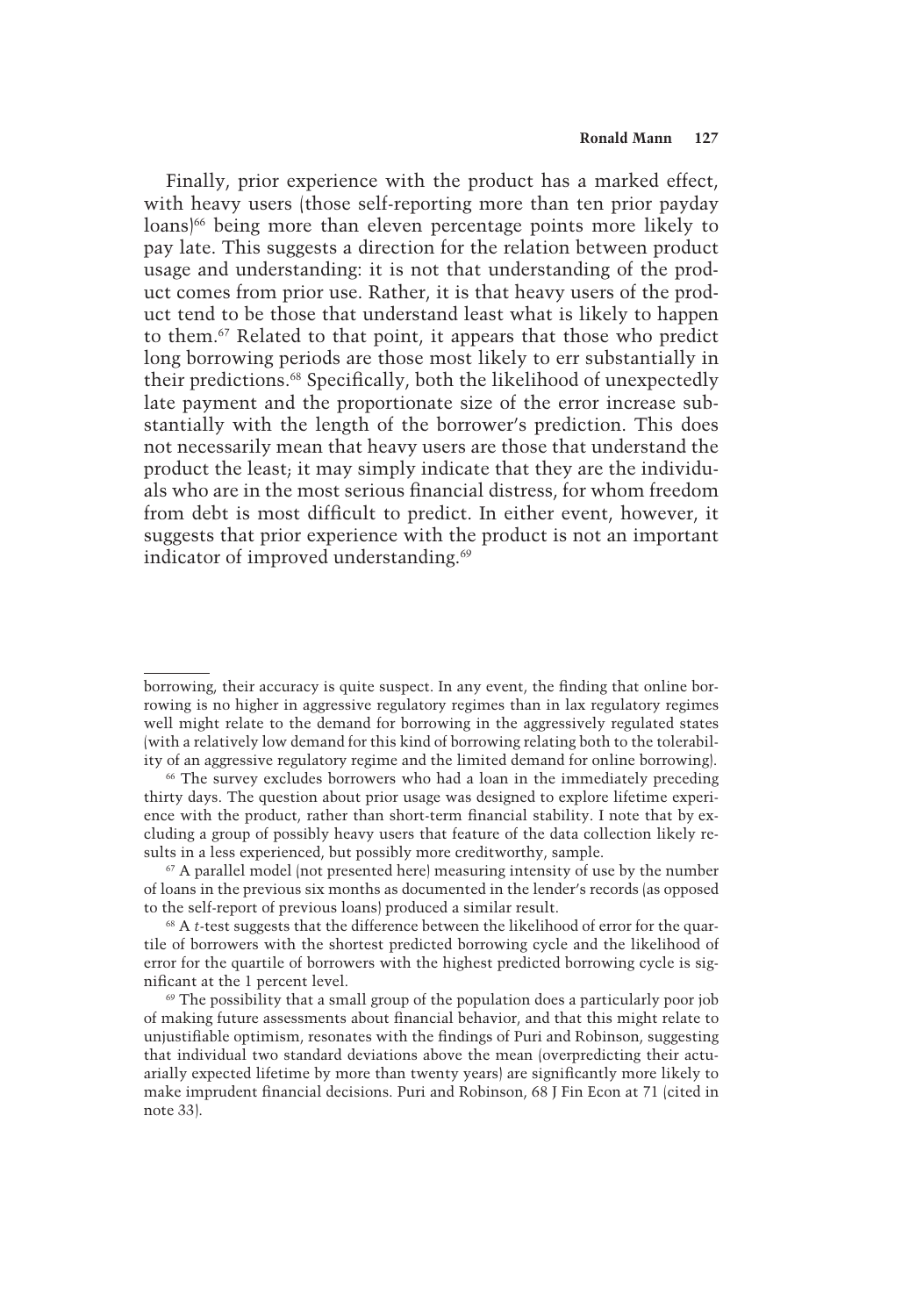Finally, prior experience with the product has a marked effect, with heavy users (those self-reporting more than ten prior payday loans)[66] being more than eleven percentage points more likely to pay late. This suggests a direction for the relation between product usage and understanding: it is not that understanding of the product comes from prior use. Rather, it is that heavy users of the product tend to be those that understand least what is likely to happen to them.[67] Related to that point, it appears that those who predict long borrowing periods are those most likely to err substantially in their predictions.[68] Specifically, both the likelihood of unexpectedly late payment and the proportionate size of the error increase substantially with the length of the borrower's prediction. This does not necessarily mean that heavy users are those that understand the product the least; it may simply indicate that they are the individuals who are in the most serious financial distress, for whom freedom from debt is most difficult to predict. In either event, however, it suggests that prior experience with the product is not an important indicator of improved understanding.[69]

---

borrowing, their accuracy is quite suspect. In any event, the finding that online borrowing is no higher in aggressive regulatory regimes than in lax regulatory regimes well might relate to the demand for borrowing in the aggressively regulated states (with a relatively low demand for this kind of borrowing relating both to the tolerability of an aggressive regulatory regime and the limited demand for online borrowing).

[66] The survey excludes borrowers who had a loan in the immediately preceding thirty days. The question about prior usage was designed to explore lifetime experience with the product, rather than short-term financial stability. I note that by excluding a group of possibly heavy users that feature of the data collection likely results in a less experienced, but possibly more creditworthy, sample.

[67] A parallel model (not presented here) measuring intensity of use by the number of loans in the previous six months as documented in the lender's records (as opposed to the self-report of previous loans) produced a similar result.

[68] A *t*-test suggests that the difference between the likelihood of error for the quartile of borrowers with the shortest predicted borrowing cycle and the likelihood of error for the quartile of borrowers with the highest predicted borrowing cycle is significant at the 1 percent level.

[69] The possibility that a small group of the population does a particularly poor job of making future assessments about financial behavior, and that this might relate to unjustifiable optimism, resonates with the findings of Puri and Robinson, suggesting that individual two standard deviations above the mean (overpredicting their actuarially expected lifetime by more than twenty years) are significantly more likely to make imprudent financial decisions. Puri and Robinson, 68 J Fin Econ at 71 (cited in note 33).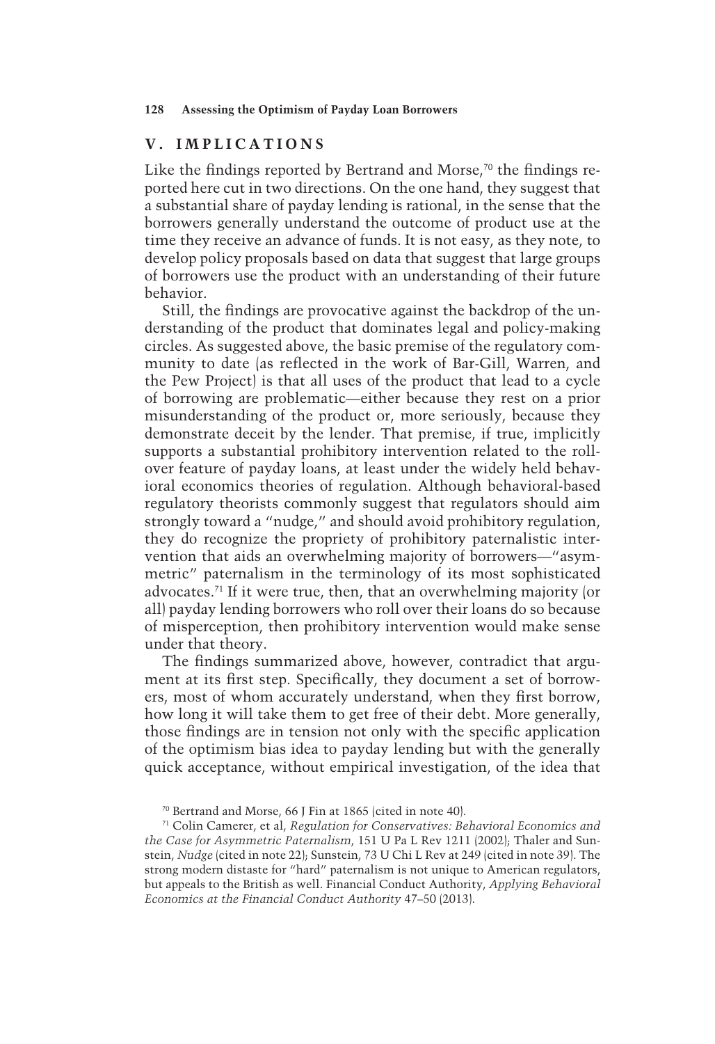## V. IMPLICATIONS

Like the findings reported by Bertrand and Morse,[70] the findings reported here cut in two directions. On the one hand, they suggest that a substantial share of payday lending is rational, in the sense that the borrowers generally understand the outcome of product use at the time they receive an advance of funds. It is not easy, as they note, to develop policy proposals based on data that suggest that large groups of borrowers use the product with an understanding of their future behavior.

Still, the findings are provocative against the backdrop of the understanding of the product that dominates legal and policy-making circles. As suggested above, the basic premise of the regulatory community to date (as reflected in the work of Bar-Gill, Warren, and the Pew Project) is that all uses of the product that lead to a cycle of borrowing are problematic—either because they rest on a prior misunderstanding of the product or, more seriously, because they demonstrate deceit by the lender. That premise, if true, implicitly supports a substantial prohibitory intervention related to the roll-over feature of payday loans, at least under the widely held behavioral economics theories of regulation. Although behavioral-based regulatory theorists commonly suggest that regulators should aim strongly toward a "nudge," and should avoid prohibitory regulation, they do recognize the propriety of prohibitory paternalistic intervention that aids an overwhelming majority of borrowers—"asymmetric" paternalism in the terminology of its most sophisticated advocates.[71] If it were true, then, that an overwhelming majority (or all) payday lending borrowers who roll over their loans do so because of misperception, then prohibitory intervention would make sense under that theory.

The findings summarized above, however, contradict that argument at its first step. Specifically, they document a set of borrowers, most of whom accurately understand, when they first borrow, how long it will take them to get free of their debt. More generally, those findings are in tension not only with the specific application of the optimism bias idea to payday lending but with the generally quick acceptance, without empirical investigation, of the idea that

---

[70] Bertrand and Morse, 66 J Fin at 1865 (cited in note 40).

[71] Colin Camerer, et al, *Regulation for Conservatives: Behavioral Economics and the Case for Asymmetric Paternalism*, 151 U Pa L Rev 1211 (2002); Thaler and Sunstein, *Nudge* (cited in note 22); Sunstein, 73 U Chi L Rev at 249 (cited in note 39). The strong modern distaste for "hard" paternalism is not unique to American regulators, but appeals to the British as well. Financial Conduct Authority, *Applying Behavioral Economics at the Financial Conduct Authority* 47–50 (2013).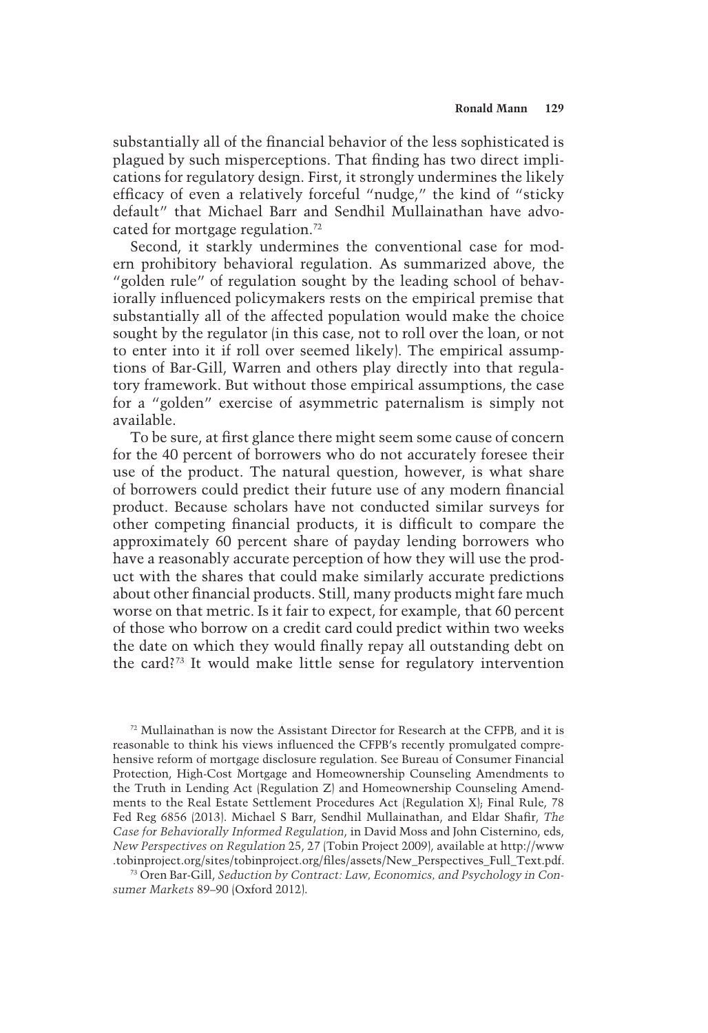substantially all of the financial behavior of the less sophisticated is plagued by such misperceptions. That finding has two direct implications for regulatory design. First, it strongly undermines the likely efficacy of even a relatively forceful "nudge," the kind of "sticky default" that Michael Barr and Sendhil Mullainathan have advocated for mortgage regulation.[72]

Second, it starkly undermines the conventional case for modern prohibitory behavioral regulation. As summarized above, the "golden rule" of regulation sought by the leading school of behaviorally influenced policymakers rests on the empirical premise that substantially all of the affected population would make the choice sought by the regulator (in this case, not to roll over the loan, or not to enter into it if roll over seemed likely). The empirical assumptions of Bar-Gill, Warren and others play directly into that regulatory framework. But without those empirical assumptions, the case for a "golden" exercise of asymmetric paternalism is simply not available.

To be sure, at first glance there might seem some cause of concern for the 40 percent of borrowers who do not accurately foresee their use of the product. The natural question, however, is what share of borrowers could predict their future use of any modern financial product. Because scholars have not conducted similar surveys for other competing financial products, it is difficult to compare the approximately 60 percent share of payday lending borrowers who have a reasonably accurate perception of how they will use the product with the shares that could make similarly accurate predictions about other financial products. Still, many products might fare much worse on that metric. Is it fair to expect, for example, that 60 percent of those who borrow on a credit card could predict within two weeks the date on which they would finally repay all outstanding debt on the card?[73] It would make little sense for regulatory intervention

[72] Mullainathan is now the Assistant Director for Research at the CFPB, and it is reasonable to think his views influenced the CFPB's recently promulgated comprehensive reform of mortgage disclosure regulation. See Bureau of Consumer Financial Protection, High-Cost Mortgage and Homeownership Counseling Amendments to the Truth in Lending Act (Regulation Z) and Homeownership Counseling Amendments to the Real Estate Settlement Procedures Act (Regulation X); Final Rule, 78 Fed Reg 6856 (2013). Michael S Barr, Sendhil Mullainathan, and Eldar Shafir, *The Case for Behaviorally Informed Regulation*, in David Moss and John Cisternino, eds, *New Perspectives on Regulation* 25, 27 (Tobin Project 2009), available at http://www.tobinproject.org/sites/tobinproject.org/files/assets/New_Perspectives_Full_Text.pdf.

[73] Oren Bar-Gill, *Seduction by Contract: Law, Economics, and Psychology in Consumer Markets* 89–90 (Oxford 2012).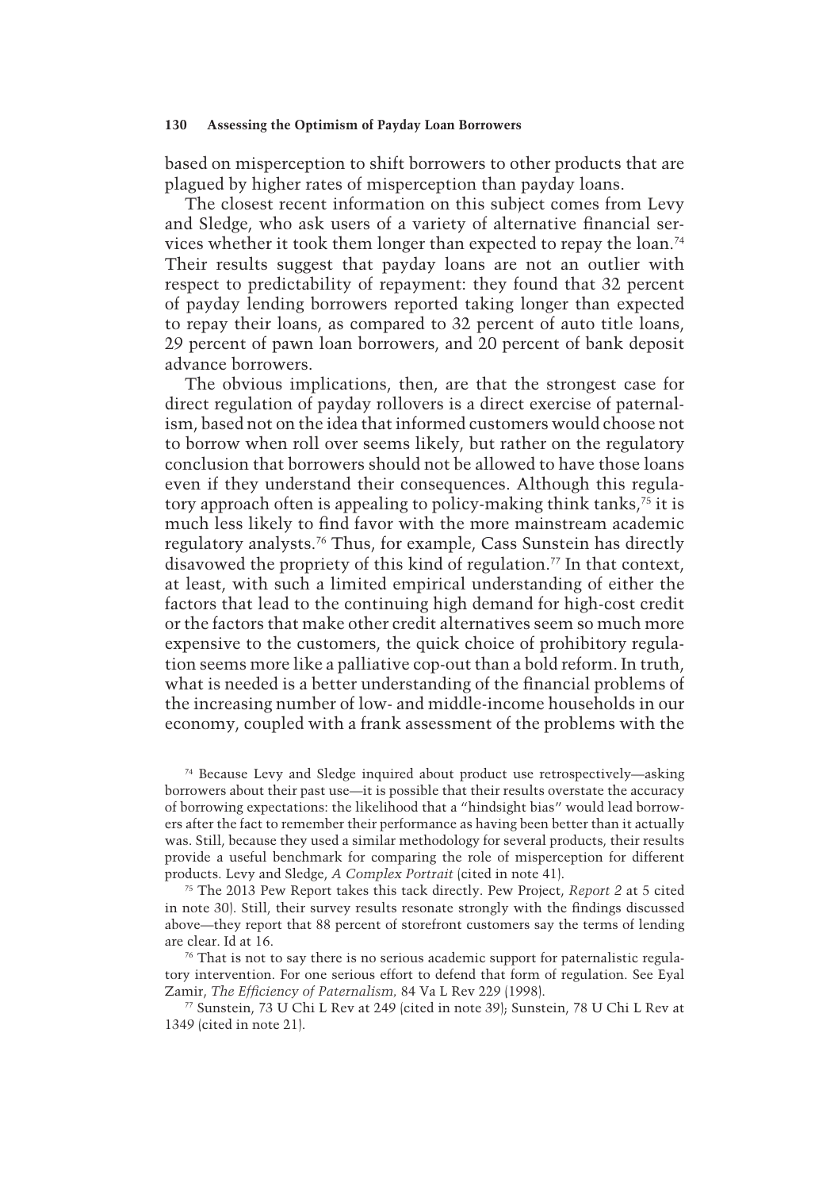based on misperception to shift borrowers to other products that are plagued by higher rates of misperception than payday loans.

The closest recent information on this subject comes from Levy and Sledge, who ask users of a variety of alternative financial services whether it took them longer than expected to repay the loan.[74] Their results suggest that payday loans are not an outlier with respect to predictability of repayment: they found that 32 percent of payday lending borrowers reported taking longer than expected to repay their loans, as compared to 32 percent of auto title loans, 29 percent of pawn loan borrowers, and 20 percent of bank deposit advance borrowers.

The obvious implications, then, are that the strongest case for direct regulation of payday rollovers is a direct exercise of paternalism, based not on the idea that informed customers would choose not to borrow when roll over seems likely, but rather on the regulatory conclusion that borrowers should not be allowed to have those loans even if they understand their consequences. Although this regulatory approach often is appealing to policy-making think tanks,[75] it is much less likely to find favor with the more mainstream academic regulatory analysts.[76] Thus, for example, Cass Sunstein has directly disavowed the propriety of this kind of regulation.[77] In that context, at least, with such a limited empirical understanding of either the factors that lead to the continuing high demand for high-cost credit or the factors that make other credit alternatives seem so much more expensive to the customers, the quick choice of prohibitory regulation seems more like a palliative cop-out than a bold reform. In truth, what is needed is a better understanding of the financial problems of the increasing number of low- and middle-income households in our economy, coupled with a frank assessment of the problems with the

[74] Because Levy and Sledge inquired about product use retrospectively—asking borrowers about their past use—it is possible that their results overstate the accuracy of borrowing expectations: the likelihood that a "hindsight bias" would lead borrowers after the fact to remember their performance as having been better than it actually was. Still, because they used a similar methodology for several products, their results provide a useful benchmark for comparing the role of misperception for different products. Levy and Sledge, *A Complex Portrait* (cited in note 41).

[75] The 2013 Pew Report takes this tack directly. Pew Project, *Report 2* at 5 cited in note 30). Still, their survey results resonate strongly with the findings discussed above—they report that 88 percent of storefront customers say the terms of lending are clear. Id at 16.

[76] That is not to say there is no serious academic support for paternalistic regulatory intervention. For one serious effort to defend that form of regulation. See Eyal Zamir, *The Efficiency of Paternalism,* 84 Va L Rev 229 (1998).

[77] Sunstein, 73 U Chi L Rev at 249 (cited in note 39); Sunstein, 78 U Chi L Rev at 1349 (cited in note 21).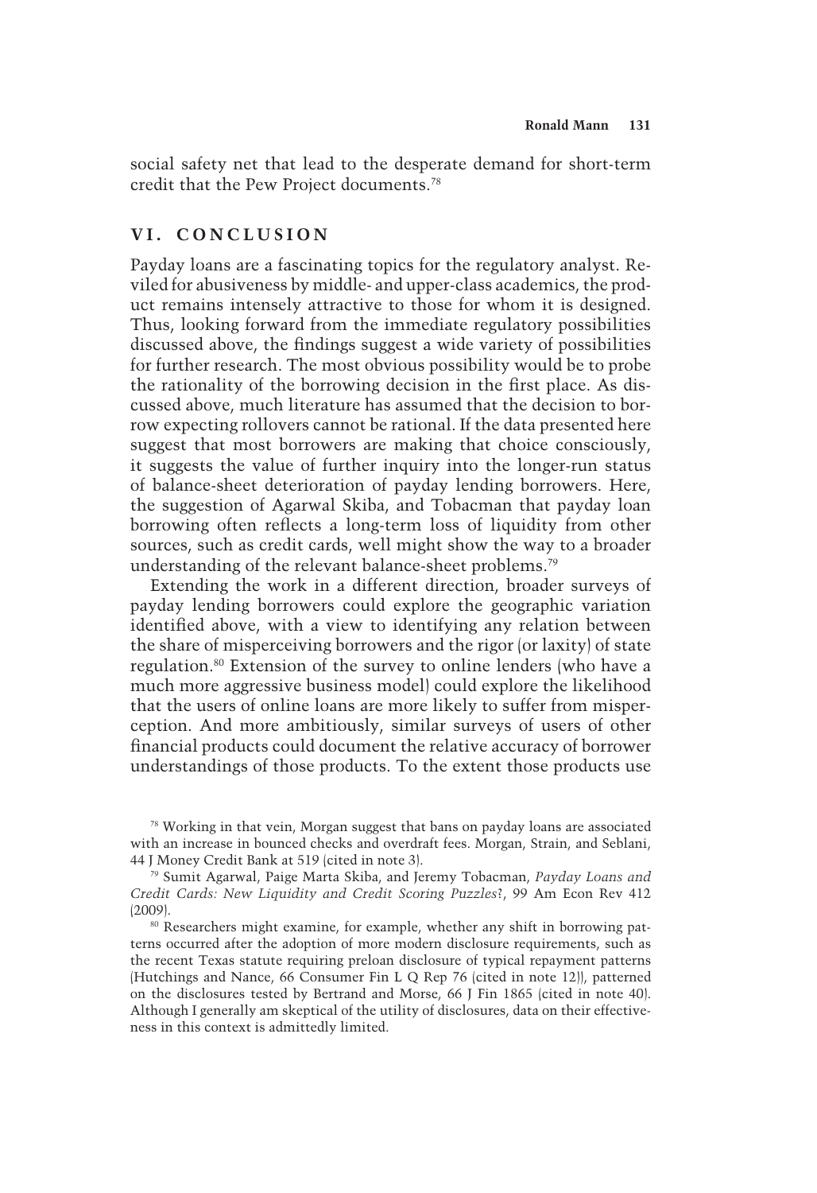social safety net that lead to the desperate demand for short-term credit that the Pew Project documents.[78]

## VI. CONCLUSION

Payday loans are a fascinating topics for the regulatory analyst. Reviled for abusiveness by middle- and upper-class academics, the product remains intensely attractive to those for whom it is designed. Thus, looking forward from the immediate regulatory possibilities discussed above, the findings suggest a wide variety of possibilities for further research. The most obvious possibility would be to probe the rationality of the borrowing decision in the first place. As discussed above, much literature has assumed that the decision to borrow expecting rollovers cannot be rational. If the data presented here suggest that most borrowers are making that choice consciously, it suggests the value of further inquiry into the longer-run status of balance-sheet deterioration of payday lending borrowers. Here, the suggestion of Agarwal Skiba, and Tobacman that payday loan borrowing often reflects a long-term loss of liquidity from other sources, such as credit cards, well might show the way to a broader understanding of the relevant balance-sheet problems.[79]

Extending the work in a different direction, broader surveys of payday lending borrowers could explore the geographic variation identified above, with a view to identifying any relation between the share of misperceiving borrowers and the rigor (or laxity) of state regulation.[80] Extension of the survey to online lenders (who have a much more aggressive business model) could explore the likelihood that the users of online loans are more likely to suffer from misperception. And more ambitiously, similar surveys of users of other financial products could document the relative accuracy of borrower understandings of those products. To the extent those products use

[78] Working in that vein, Morgan suggest that bans on payday loans are associated with an increase in bounced checks and overdraft fees. Morgan, Strain, and Seblani, 44 J Money Credit Bank at 519 (cited in note 3).

[79] Sumit Agarwal, Paige Marta Skiba, and Jeremy Tobacman, *Payday Loans and Credit Cards: New Liquidity and Credit Scoring Puzzles*?, 99 Am Econ Rev 412 (2009).

[80] Researchers might examine, for example, whether any shift in borrowing patterns occurred after the adoption of more modern disclosure requirements, such as the recent Texas statute requiring preloan disclosure of typical repayment patterns (Hutchings and Nance, 66 Consumer Fin L Q Rep 76 (cited in note 12)), patterned on the disclosures tested by Bertrand and Morse, 66 J Fin 1865 (cited in note 40). Although I generally am skeptical of the utility of disclosures, data on their effectiveness in this context is admittedly limited.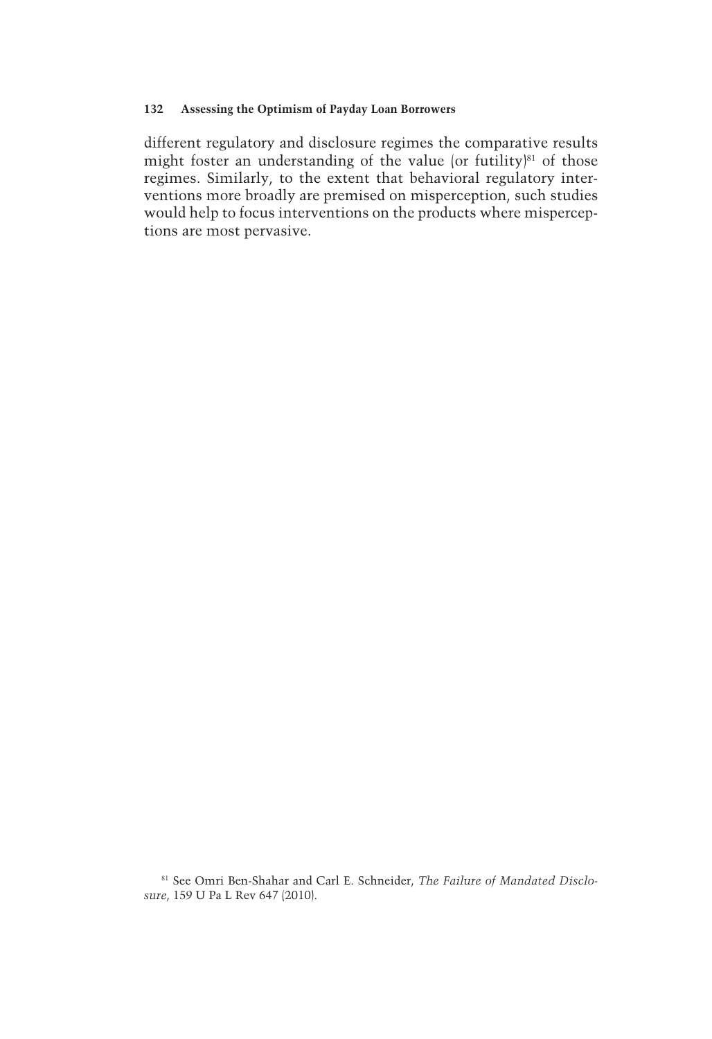different regulatory and disclosure regimes the comparative results might foster an understanding of the value (or futility)[81] of those regimes. Similarly, to the extent that behavioral regulatory interventions more broadly are premised on misperception, such studies would help to focus interventions on the products where misperceptions are most pervasive.

[81] See Omri Ben-Shahar and Carl E. Schneider, *The Failure of Mandated Disclosure*, 159 U Pa L Rev 647 (2010).